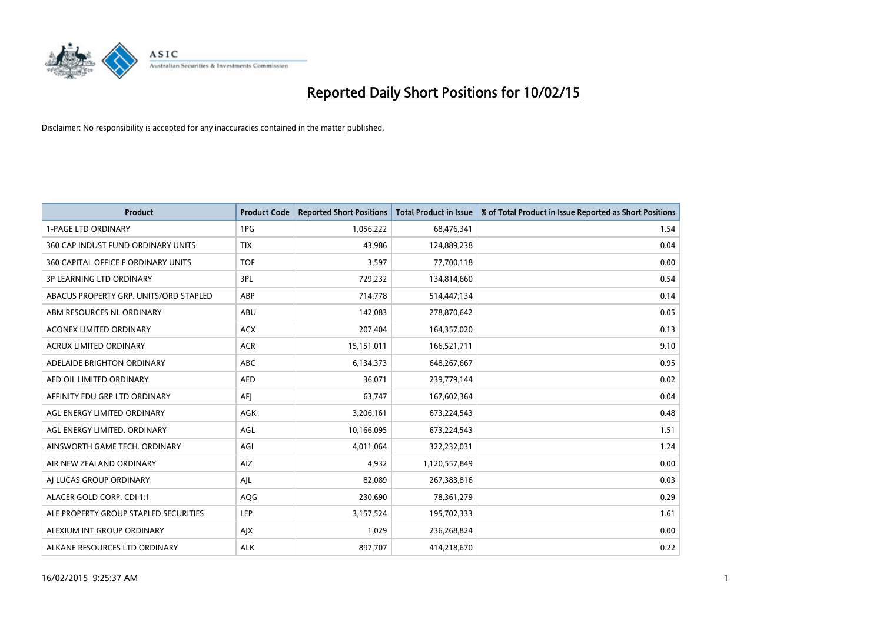# Reported Daily Short Positions for 10/02/15

Disclaimer: No responsibility is accepted for any inaccuracies contained in the matter published.

| Product | Product Code | Reported Short Positions | Total Product in Issue | % of Total Product in Issue Reported as Short Positions |
| --- | --- | --- | --- | --- |
| 1-PAGE LTD ORDINARY | 1PG | 1,056,222 | 68,476,341 | 1.54 |
| 360 CAP INDUST FUND ORDINARY UNITS | TIX | 43,986 | 124,889,238 | 0.04 |
| 360 CAPITAL OFFICE F ORDINARY UNITS | TOF | 3,597 | 77,700,118 | 0.00 |
| 3P LEARNING LTD ORDINARY | 3PL | 729,232 | 134,814,660 | 0.54 |
| ABACUS PROPERTY GRP. UNITS/ORD STAPLED | ABP | 714,778 | 514,447,134 | 0.14 |
| ABM RESOURCES NL ORDINARY | ABU | 142,083 | 278,870,642 | 0.05 |
| ACONEX LIMITED ORDINARY | ACX | 207,404 | 164,357,020 | 0.13 |
| ACRUX LIMITED ORDINARY | ACR | 15,151,011 | 166,521,711 | 9.10 |
| ADELAIDE BRIGHTON ORDINARY | ABC | 6,134,373 | 648,267,667 | 0.95 |
| AED OIL LIMITED ORDINARY | AED | 36,071 | 239,779,144 | 0.02 |
| AFFINITY EDU GRP LTD ORDINARY | AFJ | 63,747 | 167,602,364 | 0.04 |
| AGL ENERGY LIMITED ORDINARY | AGK | 3,206,161 | 673,224,543 | 0.48 |
| AGL ENERGY LIMITED. ORDINARY | AGL | 10,166,095 | 673,224,543 | 1.51 |
| AINSWORTH GAME TECH. ORDINARY | AGI | 4,011,064 | 322,232,031 | 1.24 |
| AIR NEW ZEALAND ORDINARY | AIZ | 4,932 | 1,120,557,849 | 0.00 |
| AJ LUCAS GROUP ORDINARY | AJL | 82,089 | 267,383,816 | 0.03 |
| ALACER GOLD CORP. CDI 1:1 | AQG | 230,690 | 78,361,279 | 0.29 |
| ALE PROPERTY GROUP STAPLED SECURITIES | LEP | 3,157,524 | 195,702,333 | 1.61 |
| ALEXIUM INT GROUP ORDINARY | AJX | 1,029 | 236,268,824 | 0.00 |
| ALKANE RESOURCES LTD ORDINARY | ALK | 897,707 | 414,218,670 | 0.22 |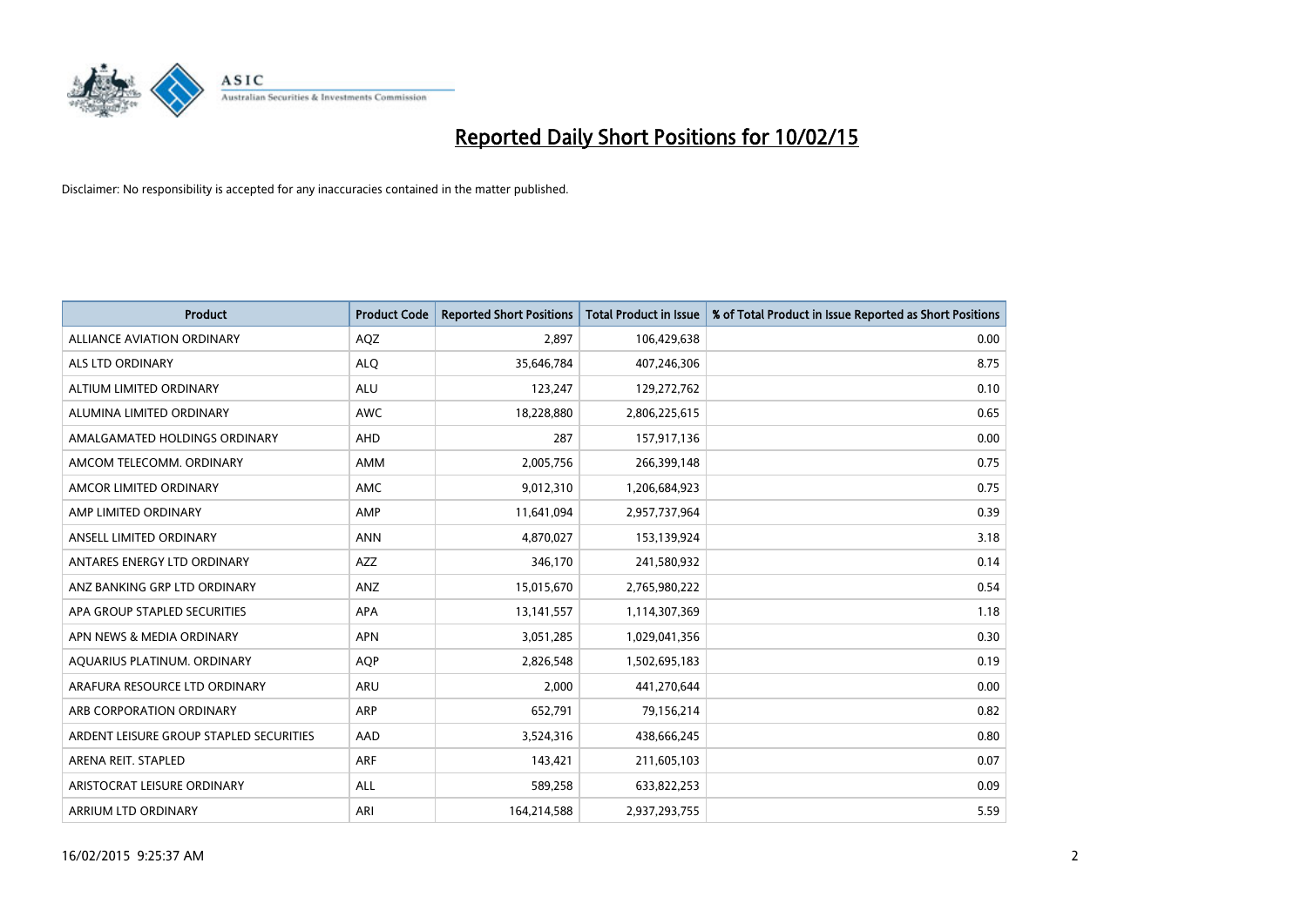# Reported Daily Short Positions for 10/02/15

Disclaimer: No responsibility is accepted for any inaccuracies contained in the matter published.

| Product | Product Code | Reported Short Positions | Total Product in Issue | % of Total Product in Issue Reported as Short Positions |
|---|---|---|---|---|
| ALLIANCE AVIATION ORDINARY | AQZ | 2,897 | 106,429,638 | 0.00 |
| ALS LTD ORDINARY | ALQ | 35,646,784 | 407,246,306 | 8.75 |
| ALTIUM LIMITED ORDINARY | ALU | 123,247 | 129,272,762 | 0.10 |
| ALUMINA LIMITED ORDINARY | AWC | 18,228,880 | 2,806,225,615 | 0.65 |
| AMALGAMATED HOLDINGS ORDINARY | AHD | 287 | 157,917,136 | 0.00 |
| AMCOM TELECOMM. ORDINARY | AMM | 2,005,756 | 266,399,148 | 0.75 |
| AMCOR LIMITED ORDINARY | AMC | 9,012,310 | 1,206,684,923 | 0.75 |
| AMP LIMITED ORDINARY | AMP | 11,641,094 | 2,957,737,964 | 0.39 |
| ANSELL LIMITED ORDINARY | ANN | 4,870,027 | 153,139,924 | 3.18 |
| ANTARES ENERGY LTD ORDINARY | AZZ | 346,170 | 241,580,932 | 0.14 |
| ANZ BANKING GRP LTD ORDINARY | ANZ | 15,015,670 | 2,765,980,222 | 0.54 |
| APA GROUP STAPLED SECURITIES | APA | 13,141,557 | 1,114,307,369 | 1.18 |
| APN NEWS & MEDIA ORDINARY | APN | 3,051,285 | 1,029,041,356 | 0.30 |
| AQUARIUS PLATINUM. ORDINARY | AQP | 2,826,548 | 1,502,695,183 | 0.19 |
| ARAFURA RESOURCE LTD ORDINARY | ARU | 2,000 | 441,270,644 | 0.00 |
| ARB CORPORATION ORDINARY | ARP | 652,791 | 79,156,214 | 0.82 |
| ARDENT LEISURE GROUP STAPLED SECURITIES | AAD | 3,524,316 | 438,666,245 | 0.80 |
| ARENA REIT. STAPLED | ARF | 143,421 | 211,605,103 | 0.07 |
| ARISTOCRAT LEISURE ORDINARY | ALL | 589,258 | 633,822,253 | 0.09 |
| ARRIUM LTD ORDINARY | ARI | 164,214,588 | 2,937,293,755 | 5.59 |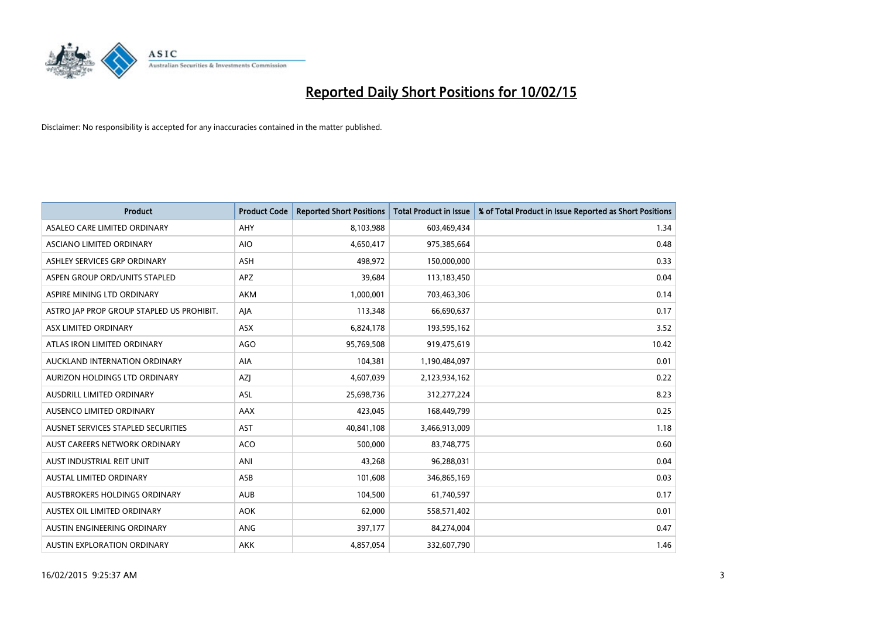# Reported Daily Short Positions for 10/02/15

Disclaimer: No responsibility is accepted for any inaccuracies contained in the matter published.

| Product | Product Code | Reported Short Positions | Total Product in Issue | % of Total Product in Issue Reported as Short Positions |
|---|---|---|---|---|
| ASALEO CARE LIMITED ORDINARY | AHY | 8,103,988 | 603,469,434 | 1.34 |
| ASCIANO LIMITED ORDINARY | AIO | 4,650,417 | 975,385,664 | 0.48 |
| ASHLEY SERVICES GRP ORDINARY | ASH | 498,972 | 150,000,000 | 0.33 |
| ASPEN GROUP ORD/UNITS STAPLED | APZ | 39,684 | 113,183,450 | 0.04 |
| ASPIRE MINING LTD ORDINARY | AKM | 1,000,001 | 703,463,306 | 0.14 |
| ASTRO JAP PROP GROUP STAPLED US PROHIBIT. | AJA | 113,348 | 66,690,637 | 0.17 |
| ASX LIMITED ORDINARY | ASX | 6,824,178 | 193,595,162 | 3.52 |
| ATLAS IRON LIMITED ORDINARY | AGO | 95,769,508 | 919,475,619 | 10.42 |
| AUCKLAND INTERNATION ORDINARY | AIA | 104,381 | 1,190,484,097 | 0.01 |
| AURIZON HOLDINGS LTD ORDINARY | AZJ | 4,607,039 | 2,123,934,162 | 0.22 |
| AUSDRILL LIMITED ORDINARY | ASL | 25,698,736 | 312,277,224 | 8.23 |
| AUSENCO LIMITED ORDINARY | AAX | 423,045 | 168,449,799 | 0.25 |
| AUSNET SERVICES STAPLED SECURITIES | AST | 40,841,108 | 3,466,913,009 | 1.18 |
| AUST CAREERS NETWORK ORDINARY | ACO | 500,000 | 83,748,775 | 0.60 |
| AUST INDUSTRIAL REIT UNIT | ANI | 43,268 | 96,288,031 | 0.04 |
| AUSTAL LIMITED ORDINARY | ASB | 101,608 | 346,865,169 | 0.03 |
| AUSTBROKERS HOLDINGS ORDINARY | AUB | 104,500 | 61,740,597 | 0.17 |
| AUSTEX OIL LIMITED ORDINARY | AOK | 62,000 | 558,571,402 | 0.01 |
| AUSTIN ENGINEERING ORDINARY | ANG | 397,177 | 84,274,004 | 0.47 |
| AUSTIN EXPLORATION ORDINARY | AKK | 4,857,054 | 332,607,790 | 1.46 |

16/02/2015 9:25:37 AM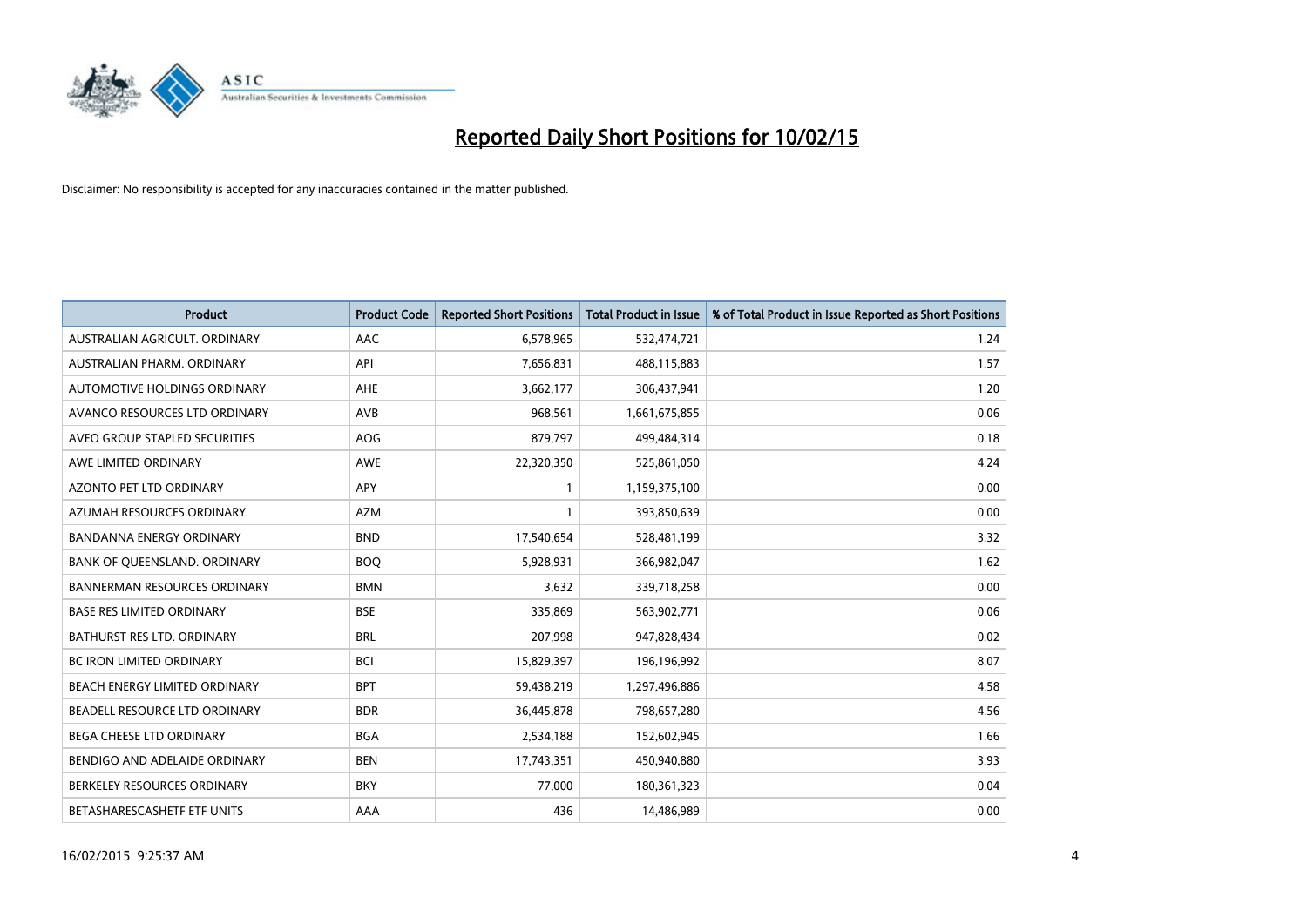# Reported Daily Short Positions for 10/02/15

Disclaimer: No responsibility is accepted for any inaccuracies contained in the matter published.

| Product | Product Code | Reported Short Positions | Total Product in Issue | % of Total Product in Issue Reported as Short Positions |
|---|---|---|---|---|
| AUSTRALIAN AGRICULT. ORDINARY | AAC | 6,578,965 | 532,474,721 | 1.24 |
| AUSTRALIAN PHARM. ORDINARY | API | 7,656,831 | 488,115,883 | 1.57 |
| AUTOMOTIVE HOLDINGS ORDINARY | AHE | 3,662,177 | 306,437,941 | 1.20 |
| AVANCO RESOURCES LTD ORDINARY | AVB | 968,561 | 1,661,675,855 | 0.06 |
| AVEO GROUP STAPLED SECURITIES | AOG | 879,797 | 499,484,314 | 0.18 |
| AWE LIMITED ORDINARY | AWE | 22,320,350 | 525,861,050 | 4.24 |
| AZONTO PET LTD ORDINARY | APY | 1 | 1,159,375,100 | 0.00 |
| AZUMAH RESOURCES ORDINARY | AZM | 1 | 393,850,639 | 0.00 |
| BANDANNA ENERGY ORDINARY | BND | 17,540,654 | 528,481,199 | 3.32 |
| BANK OF QUEENSLAND. ORDINARY | BOQ | 5,928,931 | 366,982,047 | 1.62 |
| BANNERMAN RESOURCES ORDINARY | BMN | 3,632 | 339,718,258 | 0.00 |
| BASE RES LIMITED ORDINARY | BSE | 335,869 | 563,902,771 | 0.06 |
| BATHURST RES LTD. ORDINARY | BRL | 207,998 | 947,828,434 | 0.02 |
| BC IRON LIMITED ORDINARY | BCI | 15,829,397 | 196,196,992 | 8.07 |
| BEACH ENERGY LIMITED ORDINARY | BPT | 59,438,219 | 1,297,496,886 | 4.58 |
| BEADELL RESOURCE LTD ORDINARY | BDR | 36,445,878 | 798,657,280 | 4.56 |
| BEGA CHEESE LTD ORDINARY | BGA | 2,534,188 | 152,602,945 | 1.66 |
| BENDIGO AND ADELAIDE ORDINARY | BEN | 17,743,351 | 450,940,880 | 3.93 |
| BERKELEY RESOURCES ORDINARY | BKY | 77,000 | 180,361,323 | 0.04 |
| BETASHARESCASHETF ETF UNITS | AAA | 436 | 14,486,989 | 0.00 |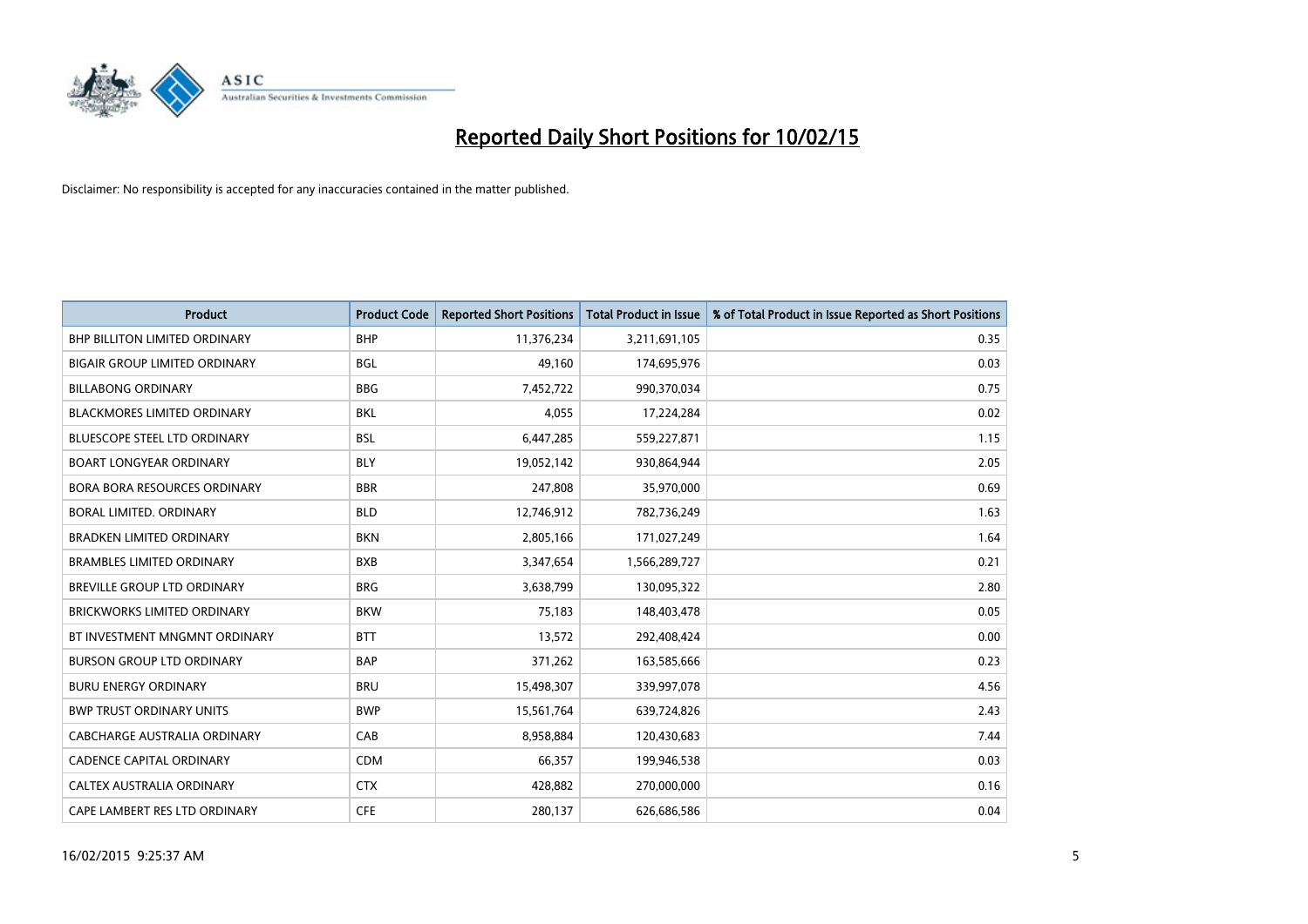# Reported Daily Short Positions for 10/02/15

Disclaimer: No responsibility is accepted for any inaccuracies contained in the matter published.

| Product | Product Code | Reported Short Positions | Total Product in Issue | % of Total Product in Issue Reported as Short Positions |
|---|---|---|---|---|
| BHP BILLITON LIMITED ORDINARY | BHP | 11,376,234 | 3,211,691,105 | 0.35 |
| BIGAIR GROUP LIMITED ORDINARY | BGL | 49,160 | 174,695,976 | 0.03 |
| BILLABONG ORDINARY | BBG | 7,452,722 | 990,370,034 | 0.75 |
| BLACKMORES LIMITED ORDINARY | BKL | 4,055 | 17,224,284 | 0.02 |
| BLUESCOPE STEEL LTD ORDINARY | BSL | 6,447,285 | 559,227,871 | 1.15 |
| BOART LONGYEAR ORDINARY | BLY | 19,052,142 | 930,864,944 | 2.05 |
| BORA BORA RESOURCES ORDINARY | BBR | 247,808 | 35,970,000 | 0.69 |
| BORAL LIMITED. ORDINARY | BLD | 12,746,912 | 782,736,249 | 1.63 |
| BRADKEN LIMITED ORDINARY | BKN | 2,805,166 | 171,027,249 | 1.64 |
| BRAMBLES LIMITED ORDINARY | BXB | 3,347,654 | 1,566,289,727 | 0.21 |
| BREVILLE GROUP LTD ORDINARY | BRG | 3,638,799 | 130,095,322 | 2.80 |
| BRICKWORKS LIMITED ORDINARY | BKW | 75,183 | 148,403,478 | 0.05 |
| BT INVESTMENT MNGMNT ORDINARY | BTT | 13,572 | 292,408,424 | 0.00 |
| BURSON GROUP LTD ORDINARY | BAP | 371,262 | 163,585,666 | 0.23 |
| BURU ENERGY ORDINARY | BRU | 15,498,307 | 339,997,078 | 4.56 |
| BWP TRUST ORDINARY UNITS | BWP | 15,561,764 | 639,724,826 | 2.43 |
| CABCHARGE AUSTRALIA ORDINARY | CAB | 8,958,884 | 120,430,683 | 7.44 |
| CADENCE CAPITAL ORDINARY | CDM | 66,357 | 199,946,538 | 0.03 |
| CALTEX AUSTRALIA ORDINARY | CTX | 428,882 | 270,000,000 | 0.16 |
| CAPE LAMBERT RES LTD ORDINARY | CFE | 280,137 | 626,686,586 | 0.04 |

16/02/2015 9:25:37 AM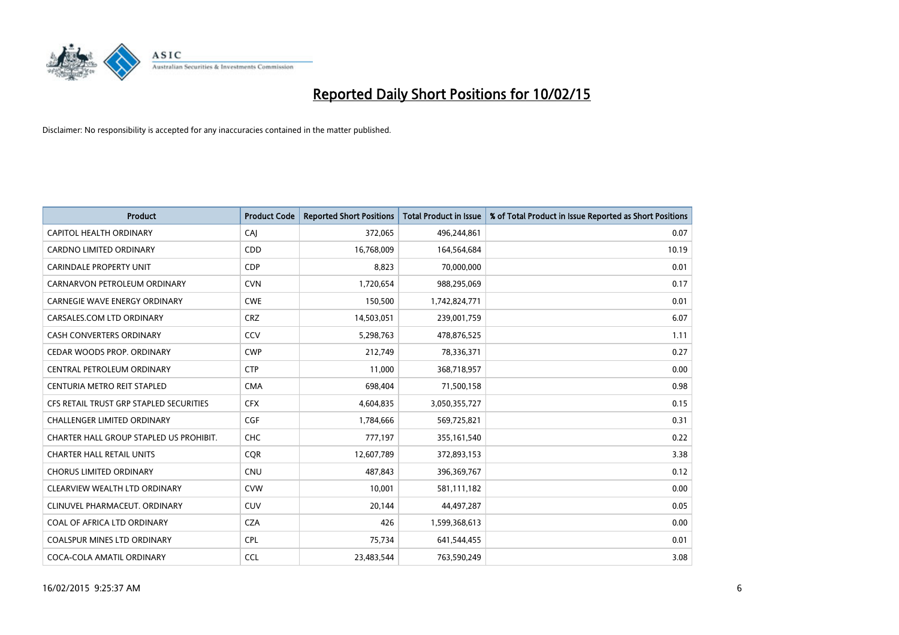# Reported Daily Short Positions for 10/02/15

Disclaimer: No responsibility is accepted for any inaccuracies contained in the matter published.

| Product | Product Code | Reported Short Positions | Total Product in Issue | % of Total Product in Issue Reported as Short Positions |
|---|---|---|---|---|
| CAPITOL HEALTH ORDINARY | CAJ | 372,065 | 496,244,861 | 0.07 |
| CARDNO LIMITED ORDINARY | CDD | 16,768,009 | 164,564,684 | 10.19 |
| CARINDALE PROPERTY UNIT | CDP | 8,823 | 70,000,000 | 0.01 |
| CARNARVON PETROLEUM ORDINARY | CVN | 1,720,654 | 988,295,069 | 0.17 |
| CARNEGIE WAVE ENERGY ORDINARY | CWE | 150,500 | 1,742,824,771 | 0.01 |
| CARSALES.COM LTD ORDINARY | CRZ | 14,503,051 | 239,001,759 | 6.07 |
| CASH CONVERTERS ORDINARY | CCV | 5,298,763 | 478,876,525 | 1.11 |
| CEDAR WOODS PROP. ORDINARY | CWP | 212,749 | 78,336,371 | 0.27 |
| CENTRAL PETROLEUM ORDINARY | CTP | 11,000 | 368,718,957 | 0.00 |
| CENTURIA METRO REIT STAPLED | CMA | 698,404 | 71,500,158 | 0.98 |
| CFS RETAIL TRUST GRP STAPLED SECURITIES | CFX | 4,604,835 | 3,050,355,727 | 0.15 |
| CHALLENGER LIMITED ORDINARY | CGF | 1,784,666 | 569,725,821 | 0.31 |
| CHARTER HALL GROUP STAPLED US PROHIBIT. | CHC | 777,197 | 355,161,540 | 0.22 |
| CHARTER HALL RETAIL UNITS | CQR | 12,607,789 | 372,893,153 | 3.38 |
| CHORUS LIMITED ORDINARY | CNU | 487,843 | 396,369,767 | 0.12 |
| CLEARVIEW WEALTH LTD ORDINARY | CVW | 10,001 | 581,111,182 | 0.00 |
| CLINUVEL PHARMACEUT. ORDINARY | CUV | 20,144 | 44,497,287 | 0.05 |
| COAL OF AFRICA LTD ORDINARY | CZA | 426 | 1,599,368,613 | 0.00 |
| COALSPUR MINES LTD ORDINARY | CPL | 75,734 | 641,544,455 | 0.01 |
| COCA-COLA AMATIL ORDINARY | CCL | 23,483,544 | 763,590,249 | 3.08 |

16/02/2015 9:25:37 AM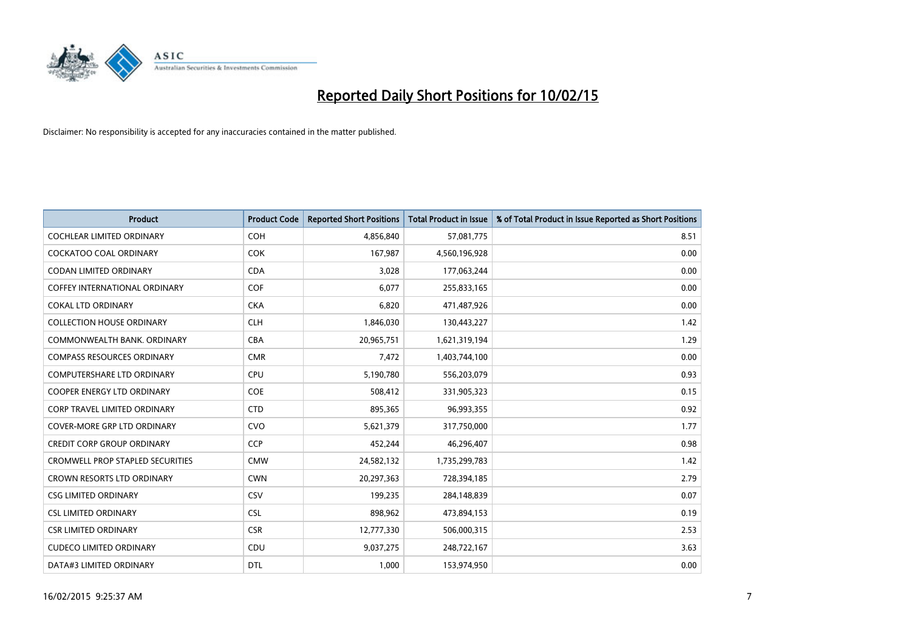# Reported Daily Short Positions for 10/02/15

Disclaimer: No responsibility is accepted for any inaccuracies contained in the matter published.

| Product | Product Code | Reported Short Positions | Total Product in Issue | % of Total Product in Issue Reported as Short Positions |
| --- | --- | --- | --- | --- |
| COCHLEAR LIMITED ORDINARY | COH | 4,856,840 | 57,081,775 | 8.51 |
| COCKATOO COAL ORDINARY | COK | 167,987 | 4,560,196,928 | 0.00 |
| CODAN LIMITED ORDINARY | CDA | 3,028 | 177,063,244 | 0.00 |
| COFFEY INTERNATIONAL ORDINARY | COF | 6,077 | 255,833,165 | 0.00 |
| COKAL LTD ORDINARY | CKA | 6,820 | 471,487,926 | 0.00 |
| COLLECTION HOUSE ORDINARY | CLH | 1,846,030 | 130,443,227 | 1.42 |
| COMMONWEALTH BANK. ORDINARY | CBA | 20,965,751 | 1,621,319,194 | 1.29 |
| COMPASS RESOURCES ORDINARY | CMR | 7,472 | 1,403,744,100 | 0.00 |
| COMPUTERSHARE LTD ORDINARY | CPU | 5,190,780 | 556,203,079 | 0.93 |
| COOPER ENERGY LTD ORDINARY | COE | 508,412 | 331,905,323 | 0.15 |
| CORP TRAVEL LIMITED ORDINARY | CTD | 895,365 | 96,993,355 | 0.92 |
| COVER-MORE GRP LTD ORDINARY | CVO | 5,621,379 | 317,750,000 | 1.77 |
| CREDIT CORP GROUP ORDINARY | CCP | 452,244 | 46,296,407 | 0.98 |
| CROMWELL PROP STAPLED SECURITIES | CMW | 24,582,132 | 1,735,299,783 | 1.42 |
| CROWN RESORTS LTD ORDINARY | CWN | 20,297,363 | 728,394,185 | 2.79 |
| CSG LIMITED ORDINARY | CSV | 199,235 | 284,148,839 | 0.07 |
| CSL LIMITED ORDINARY | CSL | 898,962 | 473,894,153 | 0.19 |
| CSR LIMITED ORDINARY | CSR | 12,777,330 | 506,000,315 | 2.53 |
| CUDECO LIMITED ORDINARY | CDU | 9,037,275 | 248,722,167 | 3.63 |
| DATA#3 LIMITED ORDINARY | DTL | 1,000 | 153,974,950 | 0.00 |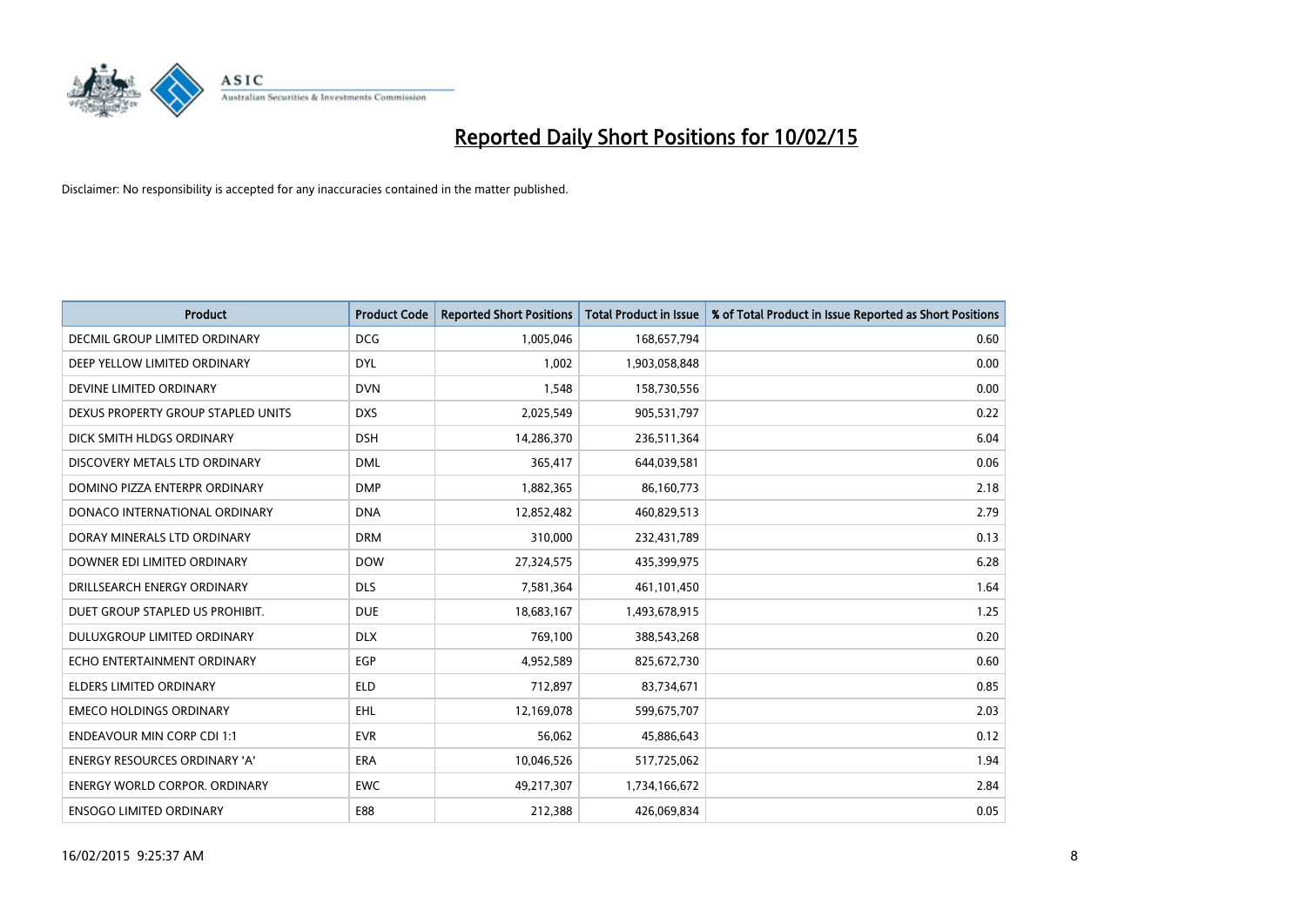# Reported Daily Short Positions for 10/02/15

Disclaimer: No responsibility is accepted for any inaccuracies contained in the matter published.

| Product | Product Code | Reported Short Positions | Total Product in Issue | % of Total Product in Issue Reported as Short Positions |
|---|---|---|---|---|
| DECMIL GROUP LIMITED ORDINARY | DCG | 1,005,046 | 168,657,794 | 0.60 |
| DEEP YELLOW LIMITED ORDINARY | DYL | 1,002 | 1,903,058,848 | 0.00 |
| DEVINE LIMITED ORDINARY | DVN | 1,548 | 158,730,556 | 0.00 |
| DEXUS PROPERTY GROUP STAPLED UNITS | DXS | 2,025,549 | 905,531,797 | 0.22 |
| DICK SMITH HLDGS ORDINARY | DSH | 14,286,370 | 236,511,364 | 6.04 |
| DISCOVERY METALS LTD ORDINARY | DML | 365,417 | 644,039,581 | 0.06 |
| DOMINO PIZZA ENTERPR ORDINARY | DMP | 1,882,365 | 86,160,773 | 2.18 |
| DONACO INTERNATIONAL ORDINARY | DNA | 12,852,482 | 460,829,513 | 2.79 |
| DORAY MINERALS LTD ORDINARY | DRM | 310,000 | 232,431,789 | 0.13 |
| DOWNER EDI LIMITED ORDINARY | DOW | 27,324,575 | 435,399,975 | 6.28 |
| DRILLSEARCH ENERGY ORDINARY | DLS | 7,581,364 | 461,101,450 | 1.64 |
| DUET GROUP STAPLED US PROHIBIT. | DUE | 18,683,167 | 1,493,678,915 | 1.25 |
| DULUXGROUP LIMITED ORDINARY | DLX | 769,100 | 388,543,268 | 0.20 |
| ECHO ENTERTAINMENT ORDINARY | EGP | 4,952,589 | 825,672,730 | 0.60 |
| ELDERS LIMITED ORDINARY | ELD | 712,897 | 83,734,671 | 0.85 |
| EMECO HOLDINGS ORDINARY | EHL | 12,169,078 | 599,675,707 | 2.03 |
| ENDEAVOUR MIN CORP CDI 1:1 | EVR | 56,062 | 45,886,643 | 0.12 |
| ENERGY RESOURCES ORDINARY 'A' | ERA | 10,046,526 | 517,725,062 | 1.94 |
| ENERGY WORLD CORPOR. ORDINARY | EWC | 49,217,307 | 1,734,166,672 | 2.84 |
| ENSOGO LIMITED ORDINARY | E88 | 212,388 | 426,069,834 | 0.05 |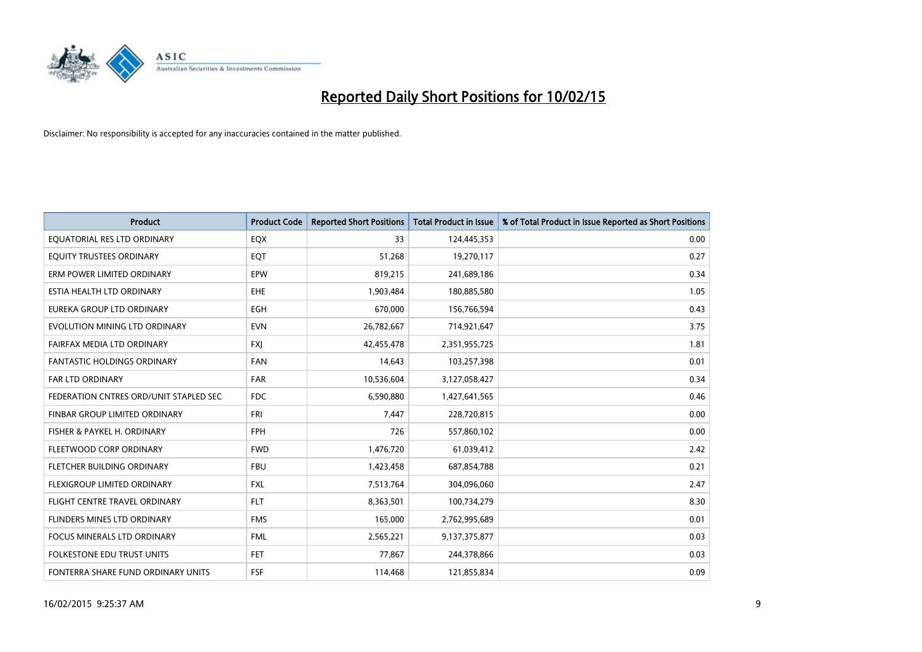# Reported Daily Short Positions for 10/02/15

Disclaimer: No responsibility is accepted for any inaccuracies contained in the matter published.

| Product | Product Code | Reported Short Positions | Total Product in Issue | % of Total Product in Issue Reported as Short Positions |
|---|---|---|---|---|
| EQUATORIAL RES LTD ORDINARY | EQX | 33 | 124,445,353 | 0.00 |
| EQUITY TRUSTEES ORDINARY | EQT | 51,268 | 19,270,117 | 0.27 |
| ERM POWER LIMITED ORDINARY | EPW | 819,215 | 241,689,186 | 0.34 |
| ESTIA HEALTH LTD ORDINARY | EHE | 1,903,484 | 180,885,580 | 1.05 |
| EUREKA GROUP LTD ORDINARY | EGH | 670,000 | 156,766,594 | 0.43 |
| EVOLUTION MINING LTD ORDINARY | EVN | 26,782,667 | 714,921,647 | 3.75 |
| FAIRFAX MEDIA LTD ORDINARY | FXJ | 42,455,478 | 2,351,955,725 | 1.81 |
| FANTASTIC HOLDINGS ORDINARY | FAN | 14,643 | 103,257,398 | 0.01 |
| FAR LTD ORDINARY | FAR | 10,536,604 | 3,127,058,427 | 0.34 |
| FEDERATION CNTRES ORD/UNIT STAPLED SEC | FDC | 6,590,880 | 1,427,641,565 | 0.46 |
| FINBAR GROUP LIMITED ORDINARY | FRI | 7,447 | 228,720,815 | 0.00 |
| FISHER & PAYKEL H. ORDINARY | FPH | 726 | 557,860,102 | 0.00 |
| FLEETWOOD CORP ORDINARY | FWD | 1,476,720 | 61,039,412 | 2.42 |
| FLETCHER BUILDING ORDINARY | FBU | 1,423,458 | 687,854,788 | 0.21 |
| FLEXIGROUP LIMITED ORDINARY | FXL | 7,513,764 | 304,096,060 | 2.47 |
| FLIGHT CENTRE TRAVEL ORDINARY | FLT | 8,363,501 | 100,734,279 | 8.30 |
| FLINDERS MINES LTD ORDINARY | FMS | 165,000 | 2,762,995,689 | 0.01 |
| FOCUS MINERALS LTD ORDINARY | FML | 2,565,221 | 9,137,375,877 | 0.03 |
| FOLKESTONE EDU TRUST UNITS | FET | 77,867 | 244,378,866 | 0.03 |
| FONTERRA SHARE FUND ORDINARY UNITS | FSF | 114,468 | 121,855,834 | 0.09 |

16/02/2015 9:25:37 AM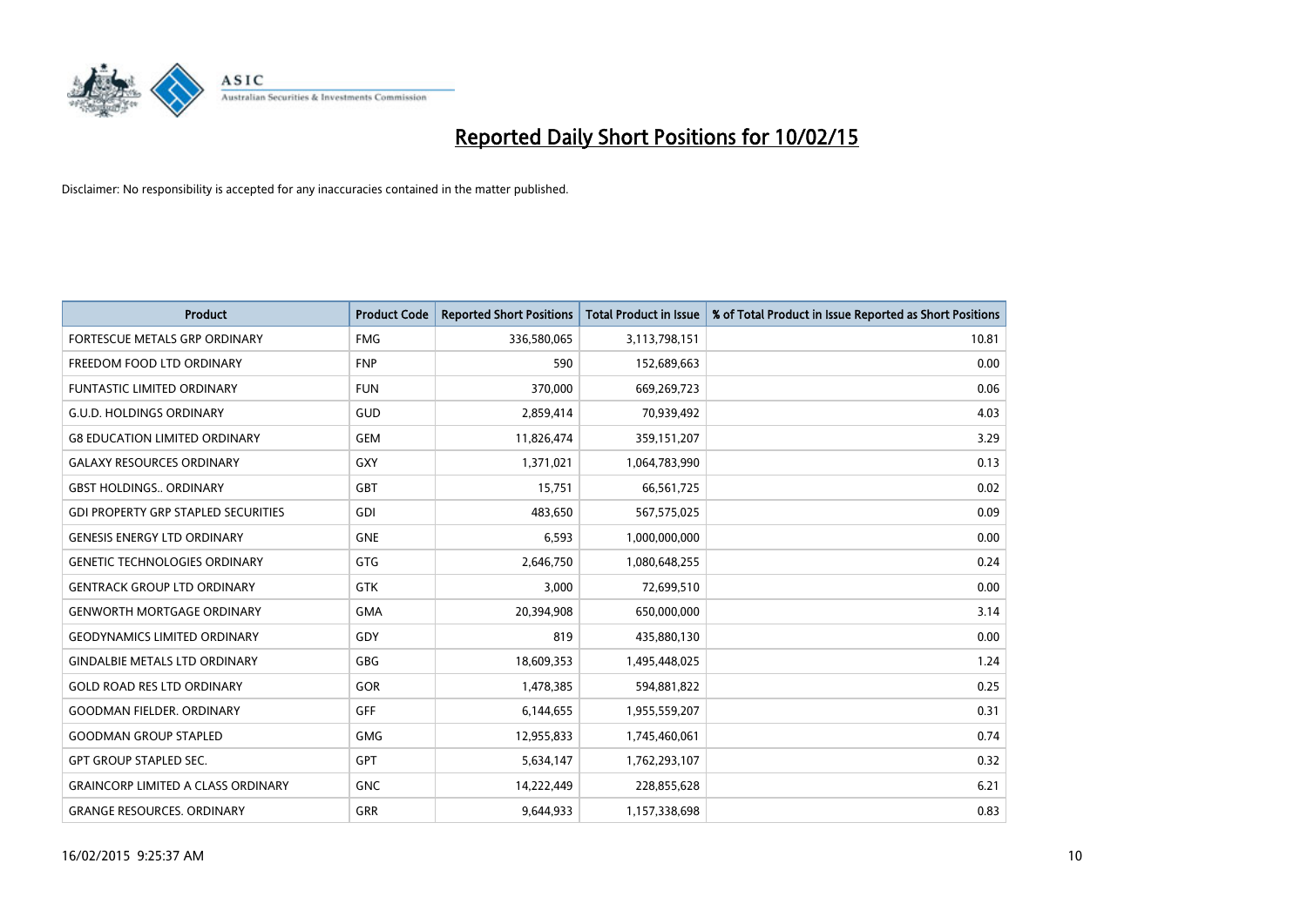# Reported Daily Short Positions for 10/02/15

Disclaimer: No responsibility is accepted for any inaccuracies contained in the matter published.

| Product | Product Code | Reported Short Positions | Total Product in Issue | % of Total Product in Issue Reported as Short Positions |
|---|---|---|---|---|
| FORTESCUE METALS GRP ORDINARY | FMG | 336,580,065 | 3,113,798,151 | 10.81 |
| FREEDOM FOOD LTD ORDINARY | FNP | 590 | 152,689,663 | 0.00 |
| FUNTASTIC LIMITED ORDINARY | FUN | 370,000 | 669,269,723 | 0.06 |
| G.U.D. HOLDINGS ORDINARY | GUD | 2,859,414 | 70,939,492 | 4.03 |
| G8 EDUCATION LIMITED ORDINARY | GEM | 11,826,474 | 359,151,207 | 3.29 |
| GALAXY RESOURCES ORDINARY | GXY | 1,371,021 | 1,064,783,990 | 0.13 |
| GBST HOLDINGS.. ORDINARY | GBT | 15,751 | 66,561,725 | 0.02 |
| GDI PROPERTY GRP STAPLED SECURITIES | GDI | 483,650 | 567,575,025 | 0.09 |
| GENESIS ENERGY LTD ORDINARY | GNE | 6,593 | 1,000,000,000 | 0.00 |
| GENETIC TECHNOLOGIES ORDINARY | GTG | 2,646,750 | 1,080,648,255 | 0.24 |
| GENTRACK GROUP LTD ORDINARY | GTK | 3,000 | 72,699,510 | 0.00 |
| GENWORTH MORTGAGE ORDINARY | GMA | 20,394,908 | 650,000,000 | 3.14 |
| GEODYNAMICS LIMITED ORDINARY | GDY | 819 | 435,880,130 | 0.00 |
| GINDALBIE METALS LTD ORDINARY | GBG | 18,609,353 | 1,495,448,025 | 1.24 |
| GOLD ROAD RES LTD ORDINARY | GOR | 1,478,385 | 594,881,822 | 0.25 |
| GOODMAN FIELDER. ORDINARY | GFF | 6,144,655 | 1,955,559,207 | 0.31 |
| GOODMAN GROUP STAPLED | GMG | 12,955,833 | 1,745,460,061 | 0.74 |
| GPT GROUP STAPLED SEC. | GPT | 5,634,147 | 1,762,293,107 | 0.32 |
| GRAINCORP LIMITED A CLASS ORDINARY | GNC | 14,222,449 | 228,855,628 | 6.21 |
| GRANGE RESOURCES. ORDINARY | GRR | 9,644,933 | 1,157,338,698 | 0.83 |

16/02/2015 9:25:37 AM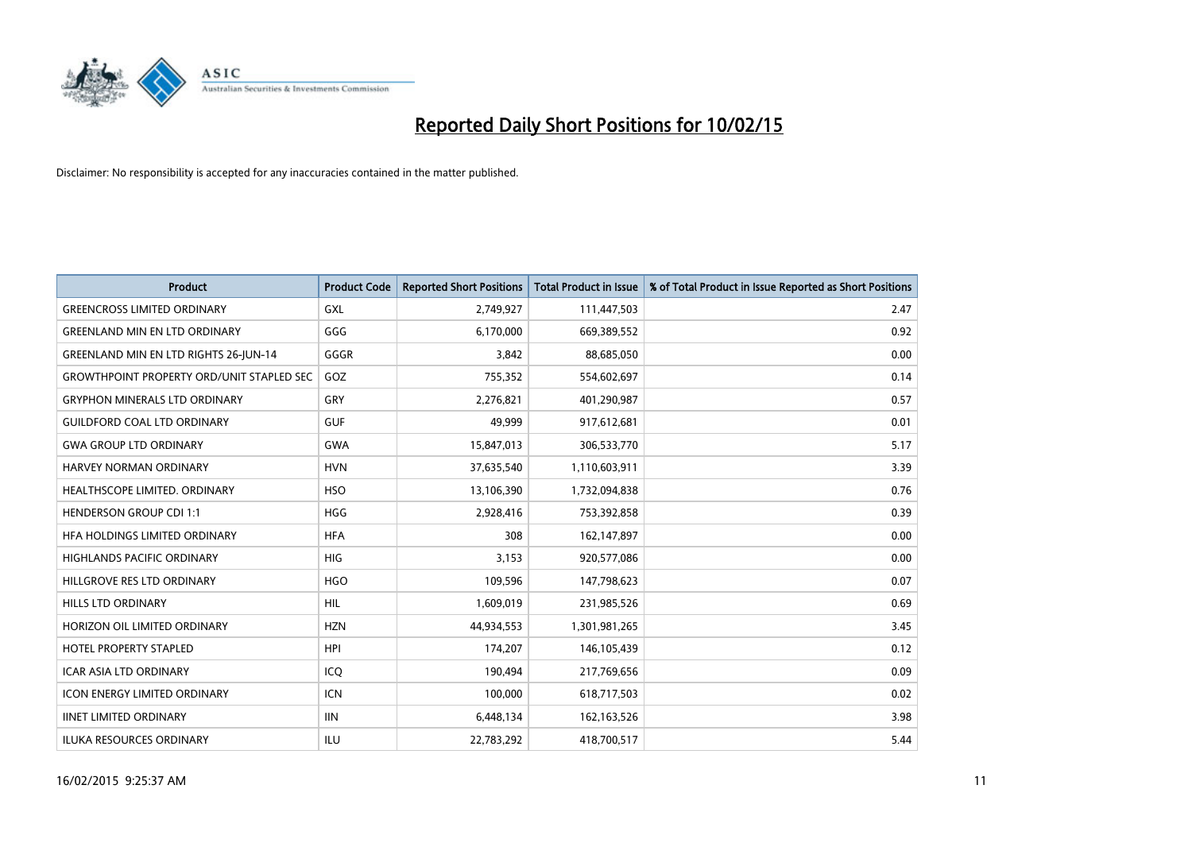# Reported Daily Short Positions for 10/02/15

Disclaimer: No responsibility is accepted for any inaccuracies contained in the matter published.

| Product | Product Code | Reported Short Positions | Total Product in Issue | % of Total Product in Issue Reported as Short Positions |
| --- | --- | --- | --- | --- |
| GREENCROSS LIMITED ORDINARY | GXL | 2,749,927 | 111,447,503 | 2.47 |
| GREENLAND MIN EN LTD ORDINARY | GGG | 6,170,000 | 669,389,552 | 0.92 |
| GREENLAND MIN EN LTD RIGHTS 26-JUN-14 | GGGR | 3,842 | 88,685,050 | 0.00 |
| GROWTHPOINT PROPERTY ORD/UNIT STAPLED SEC | GOZ | 755,352 | 554,602,697 | 0.14 |
| GRYPHON MINERALS LTD ORDINARY | GRY | 2,276,821 | 401,290,987 | 0.57 |
| GUILDFORD COAL LTD ORDINARY | GUF | 49,999 | 917,612,681 | 0.01 |
| GWA GROUP LTD ORDINARY | GWA | 15,847,013 | 306,533,770 | 5.17 |
| HARVEY NORMAN ORDINARY | HVN | 37,635,540 | 1,110,603,911 | 3.39 |
| HEALTHSCOPE LIMITED. ORDINARY | HSO | 13,106,390 | 1,732,094,838 | 0.76 |
| HENDERSON GROUP CDI 1:1 | HGG | 2,928,416 | 753,392,858 | 0.39 |
| HFA HOLDINGS LIMITED ORDINARY | HFA | 308 | 162,147,897 | 0.00 |
| HIGHLANDS PACIFIC ORDINARY | HIG | 3,153 | 920,577,086 | 0.00 |
| HILLGROVE RES LTD ORDINARY | HGO | 109,596 | 147,798,623 | 0.07 |
| HILLS LTD ORDINARY | HIL | 1,609,019 | 231,985,526 | 0.69 |
| HORIZON OIL LIMITED ORDINARY | HZN | 44,934,553 | 1,301,981,265 | 3.45 |
| HOTEL PROPERTY STAPLED | HPI | 174,207 | 146,105,439 | 0.12 |
| ICAR ASIA LTD ORDINARY | ICQ | 190,494 | 217,769,656 | 0.09 |
| ICON ENERGY LIMITED ORDINARY | ICN | 100,000 | 618,717,503 | 0.02 |
| IINET LIMITED ORDINARY | IIN | 6,448,134 | 162,163,526 | 3.98 |
| ILUKA RESOURCES ORDINARY | ILU | 22,783,292 | 418,700,517 | 5.44 |

16/02/2015 9:25:37 AM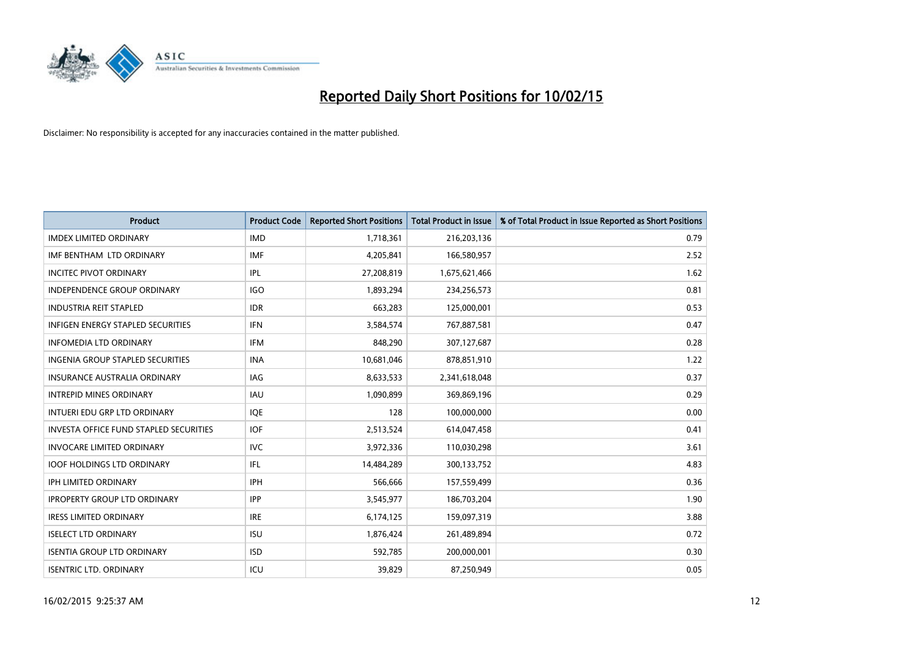# Reported Daily Short Positions for 10/02/15

Disclaimer: No responsibility is accepted for any inaccuracies contained in the matter published.

| Product | Product Code | Reported Short Positions | Total Product in Issue | % of Total Product in Issue Reported as Short Positions |
|---|---|---|---|---|
| IMDEX LIMITED ORDINARY | IMD | 1,718,361 | 216,203,136 | 0.79 |
| IMF BENTHAM LTD ORDINARY | IMF | 4,205,841 | 166,580,957 | 2.52 |
| INCITEC PIVOT ORDINARY | IPL | 27,208,819 | 1,675,621,466 | 1.62 |
| INDEPENDENCE GROUP ORDINARY | IGO | 1,893,294 | 234,256,573 | 0.81 |
| INDUSTRIA REIT STAPLED | IDR | 663,283 | 125,000,001 | 0.53 |
| INFIGEN ENERGY STAPLED SECURITIES | IFN | 3,584,574 | 767,887,581 | 0.47 |
| INFOMEDIA LTD ORDINARY | IFM | 848,290 | 307,127,687 | 0.28 |
| INGENIA GROUP STAPLED SECURITIES | INA | 10,681,046 | 878,851,910 | 1.22 |
| INSURANCE AUSTRALIA ORDINARY | IAG | 8,633,533 | 2,341,618,048 | 0.37 |
| INTREPID MINES ORDINARY | IAU | 1,090,899 | 369,869,196 | 0.29 |
| INTUERI EDU GRP LTD ORDINARY | IQE | 128 | 100,000,000 | 0.00 |
| INVESTA OFFICE FUND STAPLED SECURITIES | IOF | 2,513,524 | 614,047,458 | 0.41 |
| INVOCARE LIMITED ORDINARY | IVC | 3,972,336 | 110,030,298 | 3.61 |
| IOOF HOLDINGS LTD ORDINARY | IFL | 14,484,289 | 300,133,752 | 4.83 |
| IPH LIMITED ORDINARY | IPH | 566,666 | 157,559,499 | 0.36 |
| IPROPERTY GROUP LTD ORDINARY | IPP | 3,545,977 | 186,703,204 | 1.90 |
| IRESS LIMITED ORDINARY | IRE | 6,174,125 | 159,097,319 | 3.88 |
| ISELECT LTD ORDINARY | ISU | 1,876,424 | 261,489,894 | 0.72 |
| ISENTIA GROUP LTD ORDINARY | ISD | 592,785 | 200,000,001 | 0.30 |
| ISENTRIC LTD. ORDINARY | ICU | 39,829 | 87,250,949 | 0.05 |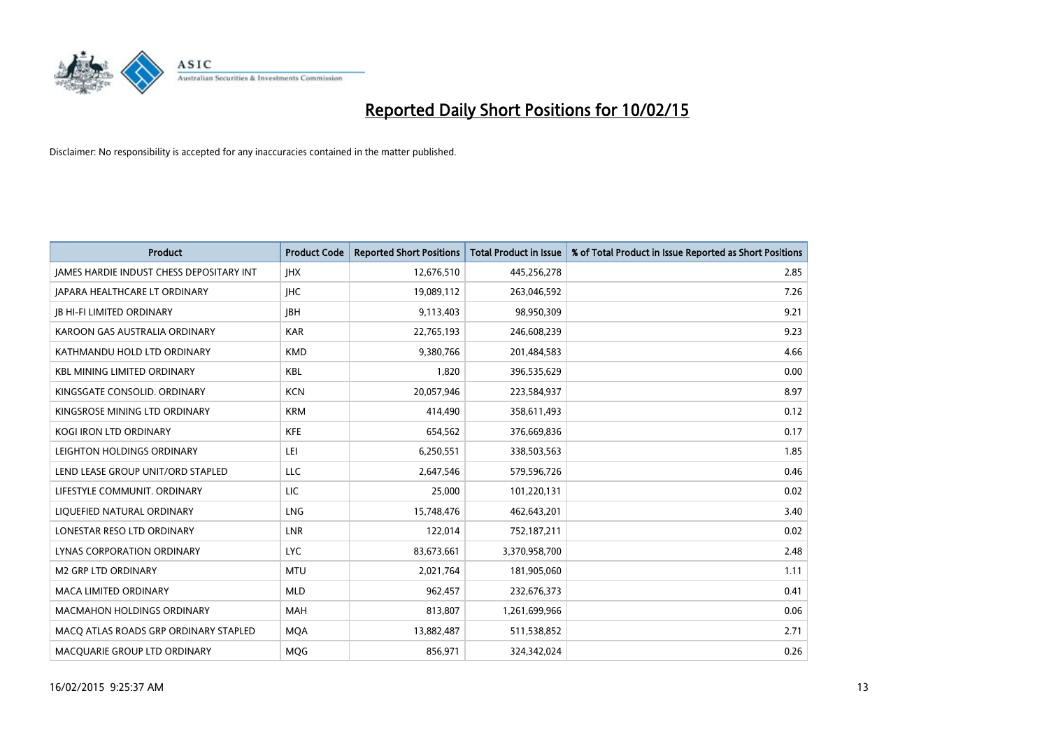# Reported Daily Short Positions for 10/02/15

Disclaimer: No responsibility is accepted for any inaccuracies contained in the matter published.

| Product | Product Code | Reported Short Positions | Total Product in Issue | % of Total Product in Issue Reported as Short Positions |
|---|---|---|---|---|
| JAMES HARDIE INDUST CHESS DEPOSITARY INT | JHX | 12,676,510 | 445,256,278 | 2.85 |
| JAPARA HEALTHCARE LT ORDINARY | JHC | 19,089,112 | 263,046,592 | 7.26 |
| JB HI-FI LIMITED ORDINARY | JBH | 9,113,403 | 98,950,309 | 9.21 |
| KAROON GAS AUSTRALIA ORDINARY | KAR | 22,765,193 | 246,608,239 | 9.23 |
| KATHMANDU HOLD LTD ORDINARY | KMD | 9,380,766 | 201,484,583 | 4.66 |
| KBL MINING LIMITED ORDINARY | KBL | 1,820 | 396,535,629 | 0.00 |
| KINGSGATE CONSOLID. ORDINARY | KCN | 20,057,946 | 223,584,937 | 8.97 |
| KINGSROSE MINING LTD ORDINARY | KRM | 414,490 | 358,611,493 | 0.12 |
| KOGI IRON LTD ORDINARY | KFE | 654,562 | 376,669,836 | 0.17 |
| LEIGHTON HOLDINGS ORDINARY | LEI | 6,250,551 | 338,503,563 | 1.85 |
| LEND LEASE GROUP UNIT/ORD STAPLED | LLC | 2,647,546 | 579,596,726 | 0.46 |
| LIFESTYLE COMMUNIT. ORDINARY | LIC | 25,000 | 101,220,131 | 0.02 |
| LIQUEFIED NATURAL ORDINARY | LNG | 15,748,476 | 462,643,201 | 3.40 |
| LONESTAR RESO LTD ORDINARY | LNR | 122,014 | 752,187,211 | 0.02 |
| LYNAS CORPORATION ORDINARY | LYC | 83,673,661 | 3,370,958,700 | 2.48 |
| M2 GRP LTD ORDINARY | MTU | 2,021,764 | 181,905,060 | 1.11 |
| MACA LIMITED ORDINARY | MLD | 962,457 | 232,676,373 | 0.41 |
| MACMAHON HOLDINGS ORDINARY | MAH | 813,807 | 1,261,699,966 | 0.06 |
| MACQ ATLAS ROADS GRP ORDINARY STAPLED | MQA | 13,882,487 | 511,538,852 | 2.71 |
| MACQUARIE GROUP LTD ORDINARY | MQG | 856,971 | 324,342,024 | 0.26 |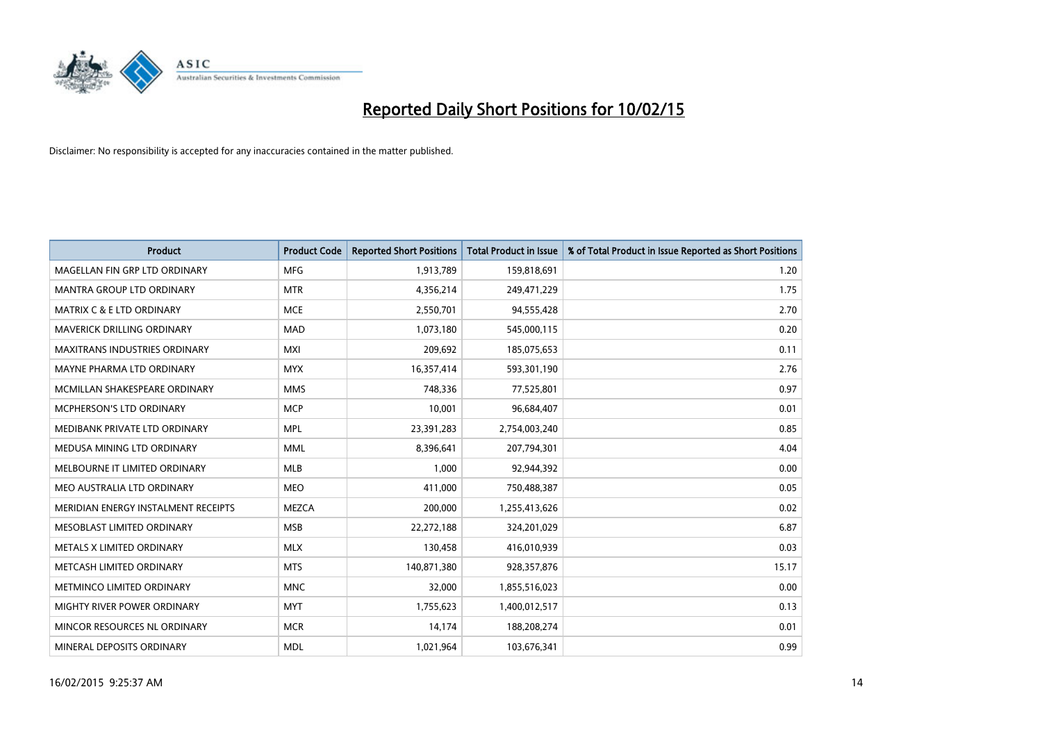# Reported Daily Short Positions for 10/02/15

Disclaimer: No responsibility is accepted for any inaccuracies contained in the matter published.

| Product | Product Code | Reported Short Positions | Total Product in Issue | % of Total Product in Issue Reported as Short Positions |
|---|---|---|---|---|
| MAGELLAN FIN GRP LTD ORDINARY | MFG | 1,913,789 | 159,818,691 | 1.20 |
| MANTRA GROUP LTD ORDINARY | MTR | 4,356,214 | 249,471,229 | 1.75 |
| MATRIX C & E LTD ORDINARY | MCE | 2,550,701 | 94,555,428 | 2.70 |
| MAVERICK DRILLING ORDINARY | MAD | 1,073,180 | 545,000,115 | 0.20 |
| MAXITRANS INDUSTRIES ORDINARY | MXI | 209,692 | 185,075,653 | 0.11 |
| MAYNE PHARMA LTD ORDINARY | MYX | 16,357,414 | 593,301,190 | 2.76 |
| MCMILLAN SHAKESPEARE ORDINARY | MMS | 748,336 | 77,525,801 | 0.97 |
| MCPHERSON'S LTD ORDINARY | MCP | 10,001 | 96,684,407 | 0.01 |
| MEDIBANK PRIVATE LTD ORDINARY | MPL | 23,391,283 | 2,754,003,240 | 0.85 |
| MEDUSA MINING LTD ORDINARY | MML | 8,396,641 | 207,794,301 | 4.04 |
| MELBOURNE IT LIMITED ORDINARY | MLB | 1,000 | 92,944,392 | 0.00 |
| MEO AUSTRALIA LTD ORDINARY | MEO | 411,000 | 750,488,387 | 0.05 |
| MERIDIAN ENERGY INSTALMENT RECEIPTS | MEZCA | 200,000 | 1,255,413,626 | 0.02 |
| MESOBLAST LIMITED ORDINARY | MSB | 22,272,188 | 324,201,029 | 6.87 |
| METALS X LIMITED ORDINARY | MLX | 130,458 | 416,010,939 | 0.03 |
| METCASH LIMITED ORDINARY | MTS | 140,871,380 | 928,357,876 | 15.17 |
| METMINCO LIMITED ORDINARY | MNC | 32,000 | 1,855,516,023 | 0.00 |
| MIGHTY RIVER POWER ORDINARY | MYT | 1,755,623 | 1,400,012,517 | 0.13 |
| MINCOR RESOURCES NL ORDINARY | MCR | 14,174 | 188,208,274 | 0.01 |
| MINERAL DEPOSITS ORDINARY | MDL | 1,021,964 | 103,676,341 | 0.99 |

16/02/2015 9:25:37 AM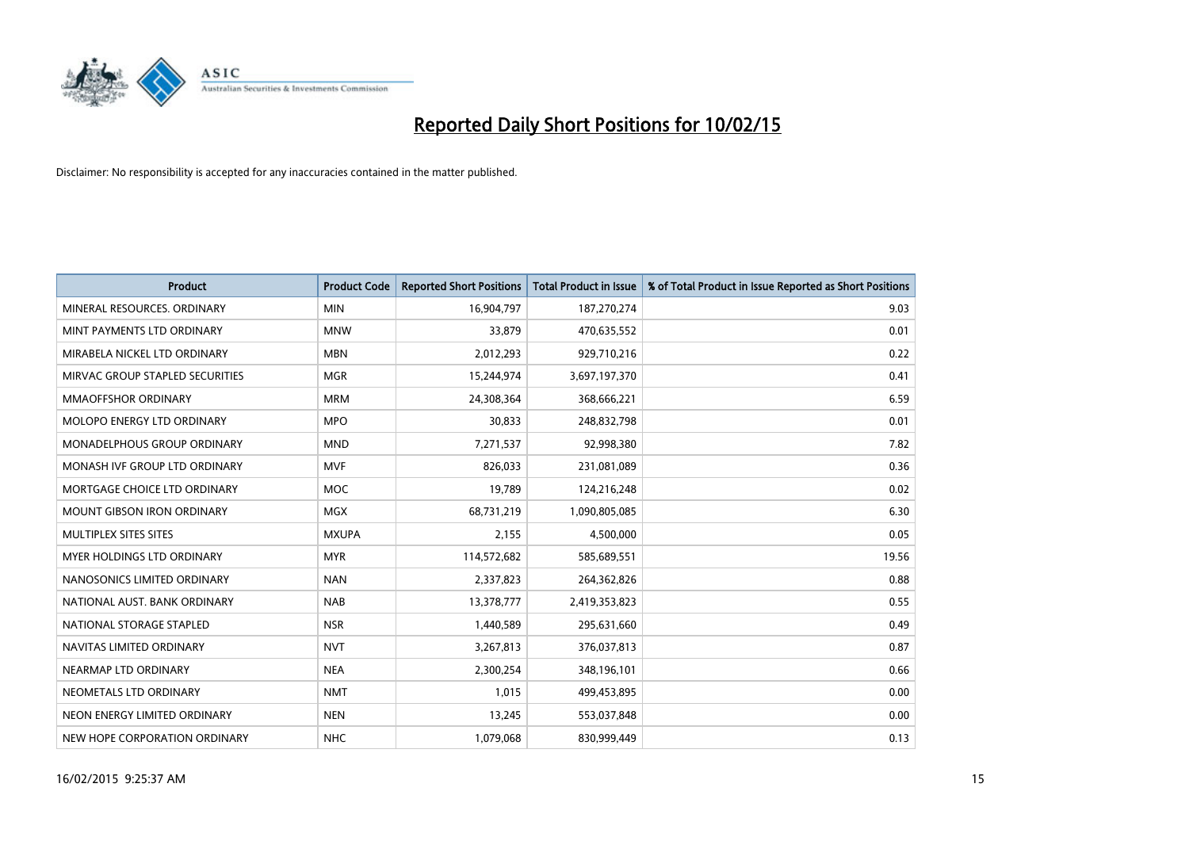# Reported Daily Short Positions for 10/02/15

Disclaimer: No responsibility is accepted for any inaccuracies contained in the matter published.

| Product | Product Code | Reported Short Positions | Total Product in Issue | % of Total Product in Issue Reported as Short Positions |
|---|---|---|---|---|
| MINERAL RESOURCES. ORDINARY | MIN | 16,904,797 | 187,270,274 | 9.03 |
| MINT PAYMENTS LTD ORDINARY | MNW | 33,879 | 470,635,552 | 0.01 |
| MIRABELA NICKEL LTD ORDINARY | MBN | 2,012,293 | 929,710,216 | 0.22 |
| MIRVAC GROUP STAPLED SECURITIES | MGR | 15,244,974 | 3,697,197,370 | 0.41 |
| MMAOFFSHOR ORDINARY | MRM | 24,308,364 | 368,666,221 | 6.59 |
| MOLOPO ENERGY LTD ORDINARY | MPO | 30,833 | 248,832,798 | 0.01 |
| MONADELPHOUS GROUP ORDINARY | MND | 7,271,537 | 92,998,380 | 7.82 |
| MONASH IVF GROUP LTD ORDINARY | MVF | 826,033 | 231,081,089 | 0.36 |
| MORTGAGE CHOICE LTD ORDINARY | MOC | 19,789 | 124,216,248 | 0.02 |
| MOUNT GIBSON IRON ORDINARY | MGX | 68,731,219 | 1,090,805,085 | 6.30 |
| MULTIPLEX SITES SITES | MXUPA | 2,155 | 4,500,000 | 0.05 |
| MYER HOLDINGS LTD ORDINARY | MYR | 114,572,682 | 585,689,551 | 19.56 |
| NANOSONICS LIMITED ORDINARY | NAN | 2,337,823 | 264,362,826 | 0.88 |
| NATIONAL AUST. BANK ORDINARY | NAB | 13,378,777 | 2,419,353,823 | 0.55 |
| NATIONAL STORAGE STAPLED | NSR | 1,440,589 | 295,631,660 | 0.49 |
| NAVITAS LIMITED ORDINARY | NVT | 3,267,813 | 376,037,813 | 0.87 |
| NEARMAP LTD ORDINARY | NEA | 2,300,254 | 348,196,101 | 0.66 |
| NEOMETALS LTD ORDINARY | NMT | 1,015 | 499,453,895 | 0.00 |
| NEON ENERGY LIMITED ORDINARY | NEN | 13,245 | 553,037,848 | 0.00 |
| NEW HOPE CORPORATION ORDINARY | NHC | 1,079,068 | 830,999,449 | 0.13 |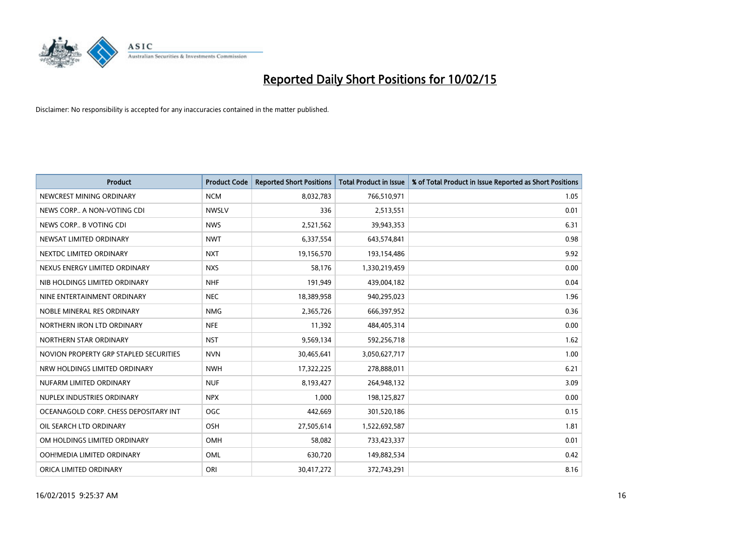# Reported Daily Short Positions for 10/02/15

Disclaimer: No responsibility is accepted for any inaccuracies contained in the matter published.

| Product | Product Code | Reported Short Positions | Total Product in Issue | % of Total Product in Issue Reported as Short Positions |
|---|---|---|---|---|
| NEWCREST MINING ORDINARY | NCM | 8,032,783 | 766,510,971 | 1.05 |
| NEWS CORP.. A NON-VOTING CDI | NWSLV | 336 | 2,513,551 | 0.01 |
| NEWS CORP.. B VOTING CDI | NWS | 2,521,562 | 39,943,353 | 6.31 |
| NEWSAT LIMITED ORDINARY | NWT | 6,337,554 | 643,574,841 | 0.98 |
| NEXTDC LIMITED ORDINARY | NXT | 19,156,570 | 193,154,486 | 9.92 |
| NEXUS ENERGY LIMITED ORDINARY | NXS | 58,176 | 1,330,219,459 | 0.00 |
| NIB HOLDINGS LIMITED ORDINARY | NHF | 191,949 | 439,004,182 | 0.04 |
| NINE ENTERTAINMENT ORDINARY | NEC | 18,389,958 | 940,295,023 | 1.96 |
| NOBLE MINERAL RES ORDINARY | NMG | 2,365,726 | 666,397,952 | 0.36 |
| NORTHERN IRON LTD ORDINARY | NFE | 11,392 | 484,405,314 | 0.00 |
| NORTHERN STAR ORDINARY | NST | 9,569,134 | 592,256,718 | 1.62 |
| NOVION PROPERTY GRP STAPLED SECURITIES | NVN | 30,465,641 | 3,050,627,717 | 1.00 |
| NRW HOLDINGS LIMITED ORDINARY | NWH | 17,322,225 | 278,888,011 | 6.21 |
| NUFARM LIMITED ORDINARY | NUF | 8,193,427 | 264,948,132 | 3.09 |
| NUPLEX INDUSTRIES ORDINARY | NPX | 1,000 | 198,125,827 | 0.00 |
| OCEANAGOLD CORP. CHESS DEPOSITARY INT | OGC | 442,669 | 301,520,186 | 0.15 |
| OIL SEARCH LTD ORDINARY | OSH | 27,505,614 | 1,522,692,587 | 1.81 |
| OM HOLDINGS LIMITED ORDINARY | OMH | 58,082 | 733,423,337 | 0.01 |
| OOH!MEDIA LIMITED ORDINARY | OML | 630,720 | 149,882,534 | 0.42 |
| ORICA LIMITED ORDINARY | ORI | 30,417,272 | 372,743,291 | 8.16 |

16/02/2015 9:25:37 AM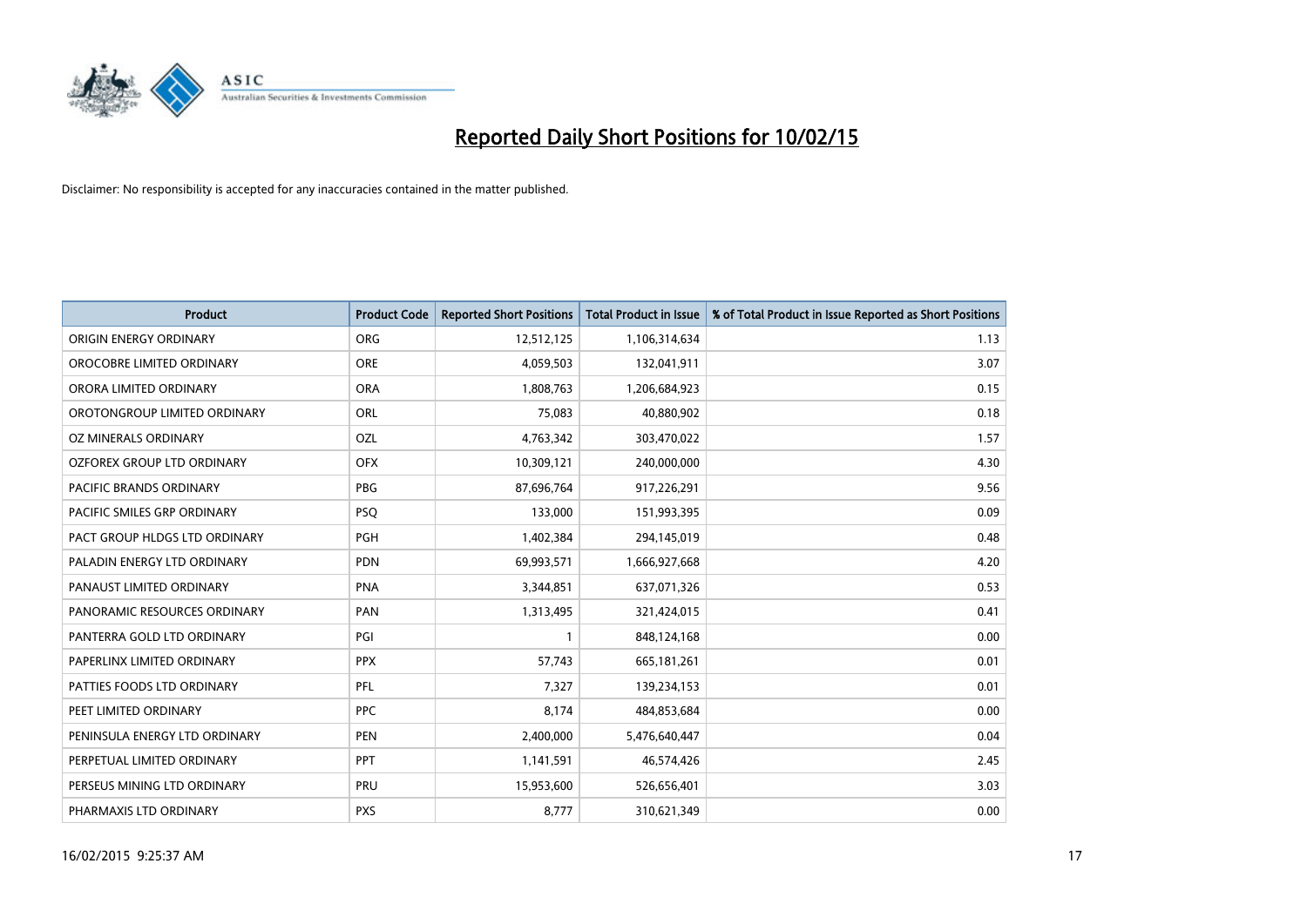# Reported Daily Short Positions for 10/02/15

Disclaimer: No responsibility is accepted for any inaccuracies contained in the matter published.

| Product | Product Code | Reported Short Positions | Total Product in Issue | % of Total Product in Issue Reported as Short Positions |
|---|---|---|---|---|
| ORIGIN ENERGY ORDINARY | ORG | 12,512,125 | 1,106,314,634 | 1.13 |
| OROCOBRE LIMITED ORDINARY | ORE | 4,059,503 | 132,041,911 | 3.07 |
| ORORA LIMITED ORDINARY | ORA | 1,808,763 | 1,206,684,923 | 0.15 |
| OROTONGROUP LIMITED ORDINARY | ORL | 75,083 | 40,880,902 | 0.18 |
| OZ MINERALS ORDINARY | OZL | 4,763,342 | 303,470,022 | 1.57 |
| OZFOREX GROUP LTD ORDINARY | OFX | 10,309,121 | 240,000,000 | 4.30 |
| PACIFIC BRANDS ORDINARY | PBG | 87,696,764 | 917,226,291 | 9.56 |
| PACIFIC SMILES GRP ORDINARY | PSQ | 133,000 | 151,993,395 | 0.09 |
| PACT GROUP HLDGS LTD ORDINARY | PGH | 1,402,384 | 294,145,019 | 0.48 |
| PALADIN ENERGY LTD ORDINARY | PDN | 69,993,571 | 1,666,927,668 | 4.20 |
| PANAUST LIMITED ORDINARY | PNA | 3,344,851 | 637,071,326 | 0.53 |
| PANORAMIC RESOURCES ORDINARY | PAN | 1,313,495 | 321,424,015 | 0.41 |
| PANTERRA GOLD LTD ORDINARY | PGI | 1 | 848,124,168 | 0.00 |
| PAPERLINX LIMITED ORDINARY | PPX | 57,743 | 665,181,261 | 0.01 |
| PATTIES FOODS LTD ORDINARY | PFL | 7,327 | 139,234,153 | 0.01 |
| PEET LIMITED ORDINARY | PPC | 8,174 | 484,853,684 | 0.00 |
| PENINSULA ENERGY LTD ORDINARY | PEN | 2,400,000 | 5,476,640,447 | 0.04 |
| PERPETUAL LIMITED ORDINARY | PPT | 1,141,591 | 46,574,426 | 2.45 |
| PERSEUS MINING LTD ORDINARY | PRU | 15,953,600 | 526,656,401 | 3.03 |
| PHARMAXIS LTD ORDINARY | PXS | 8,777 | 310,621,349 | 0.00 |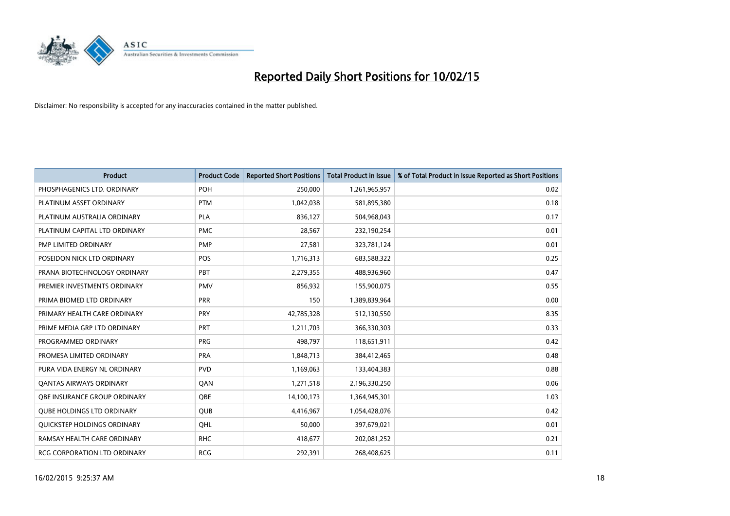# Reported Daily Short Positions for 10/02/15

Disclaimer: No responsibility is accepted for any inaccuracies contained in the matter published.

| Product | Product Code | Reported Short Positions | Total Product in Issue | % of Total Product in Issue Reported as Short Positions |
|---|---|---|---|---|
| PHOSPHAGENICS LTD. ORDINARY | POH | 250,000 | 1,261,965,957 | 0.02 |
| PLATINUM ASSET ORDINARY | PTM | 1,042,038 | 581,895,380 | 0.18 |
| PLATINUM AUSTRALIA ORDINARY | PLA | 836,127 | 504,968,043 | 0.17 |
| PLATINUM CAPITAL LTD ORDINARY | PMC | 28,567 | 232,190,254 | 0.01 |
| PMP LIMITED ORDINARY | PMP | 27,581 | 323,781,124 | 0.01 |
| POSEIDON NICK LTD ORDINARY | POS | 1,716,313 | 683,588,322 | 0.25 |
| PRANA BIOTECHNOLOGY ORDINARY | PBT | 2,279,355 | 488,936,960 | 0.47 |
| PREMIER INVESTMENTS ORDINARY | PMV | 856,932 | 155,900,075 | 0.55 |
| PRIMA BIOMED LTD ORDINARY | PRR | 150 | 1,389,839,964 | 0.00 |
| PRIMARY HEALTH CARE ORDINARY | PRY | 42,785,328 | 512,130,550 | 8.35 |
| PRIME MEDIA GRP LTD ORDINARY | PRT | 1,211,703 | 366,330,303 | 0.33 |
| PROGRAMMED ORDINARY | PRG | 498,797 | 118,651,911 | 0.42 |
| PROMESA LIMITED ORDINARY | PRA | 1,848,713 | 384,412,465 | 0.48 |
| PURA VIDA ENERGY NL ORDINARY | PVD | 1,169,063 | 133,404,383 | 0.88 |
| QANTAS AIRWAYS ORDINARY | QAN | 1,271,518 | 2,196,330,250 | 0.06 |
| QBE INSURANCE GROUP ORDINARY | QBE | 14,100,173 | 1,364,945,301 | 1.03 |
| QUBE HOLDINGS LTD ORDINARY | QUB | 4,416,967 | 1,054,428,076 | 0.42 |
| QUICKSTEP HOLDINGS ORDINARY | QHL | 50,000 | 397,679,021 | 0.01 |
| RAMSAY HEALTH CARE ORDINARY | RHC | 418,677 | 202,081,252 | 0.21 |
| RCG CORPORATION LTD ORDINARY | RCG | 292,391 | 268,408,625 | 0.11 |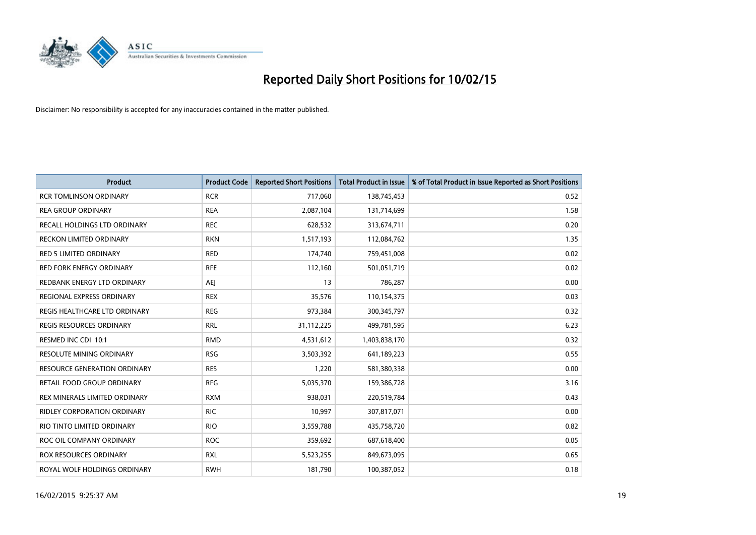# Reported Daily Short Positions for 10/02/15

Disclaimer: No responsibility is accepted for any inaccuracies contained in the matter published.

| Product | Product Code | Reported Short Positions | Total Product in Issue | % of Total Product in Issue Reported as Short Positions |
|---|---|---|---|---|
| RCR TOMLINSON ORDINARY | RCR | 717,060 | 138,745,453 | 0.52 |
| REA GROUP ORDINARY | REA | 2,087,104 | 131,714,699 | 1.58 |
| RECALL HOLDINGS LTD ORDINARY | REC | 628,532 | 313,674,711 | 0.20 |
| RECKON LIMITED ORDINARY | RKN | 1,517,193 | 112,084,762 | 1.35 |
| RED 5 LIMITED ORDINARY | RED | 174,740 | 759,451,008 | 0.02 |
| RED FORK ENERGY ORDINARY | RFE | 112,160 | 501,051,719 | 0.02 |
| REDBANK ENERGY LTD ORDINARY | AEJ | 13 | 786,287 | 0.00 |
| REGIONAL EXPRESS ORDINARY | REX | 35,576 | 110,154,375 | 0.03 |
| REGIS HEALTHCARE LTD ORDINARY | REG | 973,384 | 300,345,797 | 0.32 |
| REGIS RESOURCES ORDINARY | RRL | 31,112,225 | 499,781,595 | 6.23 |
| RESMED INC CDI 10:1 | RMD | 4,531,612 | 1,403,838,170 | 0.32 |
| RESOLUTE MINING ORDINARY | RSG | 3,503,392 | 641,189,223 | 0.55 |
| RESOURCE GENERATION ORDINARY | RES | 1,220 | 581,380,338 | 0.00 |
| RETAIL FOOD GROUP ORDINARY | RFG | 5,035,370 | 159,386,728 | 3.16 |
| REX MINERALS LIMITED ORDINARY | RXM | 938,031 | 220,519,784 | 0.43 |
| RIDLEY CORPORATION ORDINARY | RIC | 10,997 | 307,817,071 | 0.00 |
| RIO TINTO LIMITED ORDINARY | RIO | 3,559,788 | 435,758,720 | 0.82 |
| ROC OIL COMPANY ORDINARY | ROC | 359,692 | 687,618,400 | 0.05 |
| ROX RESOURCES ORDINARY | RXL | 5,523,255 | 849,673,095 | 0.65 |
| ROYAL WOLF HOLDINGS ORDINARY | RWH | 181,790 | 100,387,052 | 0.18 |

16/02/2015 9:25:37 AM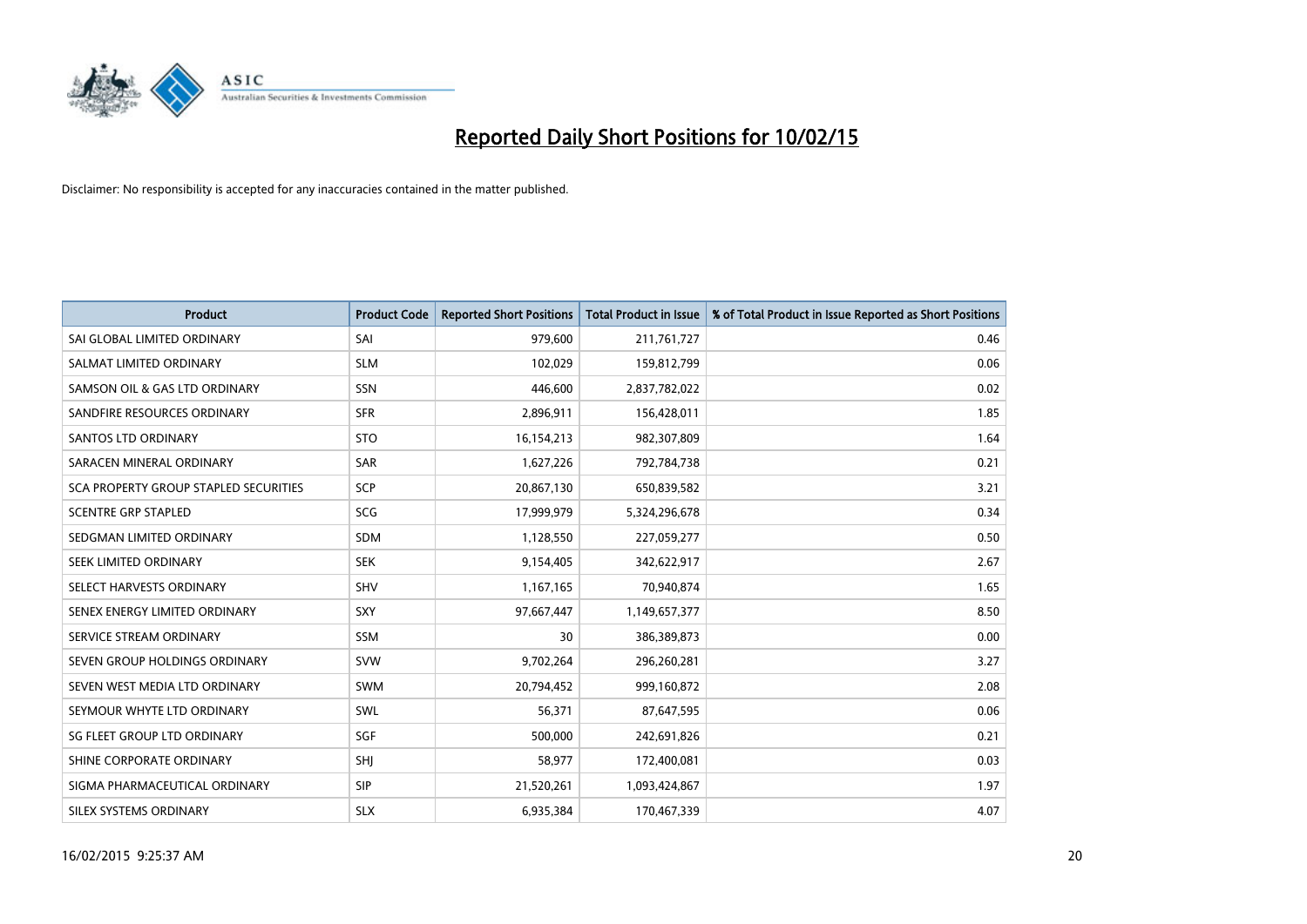# Reported Daily Short Positions for 10/02/15

Disclaimer: No responsibility is accepted for any inaccuracies contained in the matter published.

| Product | Product Code | Reported Short Positions | Total Product in Issue | % of Total Product in Issue Reported as Short Positions |
|---|---|---|---|---|
| SAI GLOBAL LIMITED ORDINARY | SAI | 979,600 | 211,761,727 | 0.46 |
| SALMAT LIMITED ORDINARY | SLM | 102,029 | 159,812,799 | 0.06 |
| SAMSON OIL & GAS LTD ORDINARY | SSN | 446,600 | 2,837,782,022 | 0.02 |
| SANDFIRE RESOURCES ORDINARY | SFR | 2,896,911 | 156,428,011 | 1.85 |
| SANTOS LTD ORDINARY | STO | 16,154,213 | 982,307,809 | 1.64 |
| SARACEN MINERAL ORDINARY | SAR | 1,627,226 | 792,784,738 | 0.21 |
| SCA PROPERTY GROUP STAPLED SECURITIES | SCP | 20,867,130 | 650,839,582 | 3.21 |
| SCENTRE GRP STAPLED | SCG | 17,999,979 | 5,324,296,678 | 0.34 |
| SEDGMAN LIMITED ORDINARY | SDM | 1,128,550 | 227,059,277 | 0.50 |
| SEEK LIMITED ORDINARY | SEK | 9,154,405 | 342,622,917 | 2.67 |
| SELECT HARVESTS ORDINARY | SHV | 1,167,165 | 70,940,874 | 1.65 |
| SENEX ENERGY LIMITED ORDINARY | SXY | 97,667,447 | 1,149,657,377 | 8.50 |
| SERVICE STREAM ORDINARY | SSM | 30 | 386,389,873 | 0.00 |
| SEVEN GROUP HOLDINGS ORDINARY | SVW | 9,702,264 | 296,260,281 | 3.27 |
| SEVEN WEST MEDIA LTD ORDINARY | SWM | 20,794,452 | 999,160,872 | 2.08 |
| SEYMOUR WHYTE LTD ORDINARY | SWL | 56,371 | 87,647,595 | 0.06 |
| SG FLEET GROUP LTD ORDINARY | SGF | 500,000 | 242,691,826 | 0.21 |
| SHINE CORPORATE ORDINARY | SHJ | 58,977 | 172,400,081 | 0.03 |
| SIGMA PHARMACEUTICAL ORDINARY | SIP | 21,520,261 | 1,093,424,867 | 1.97 |
| SILEX SYSTEMS ORDINARY | SLX | 6,935,384 | 170,467,339 | 4.07 |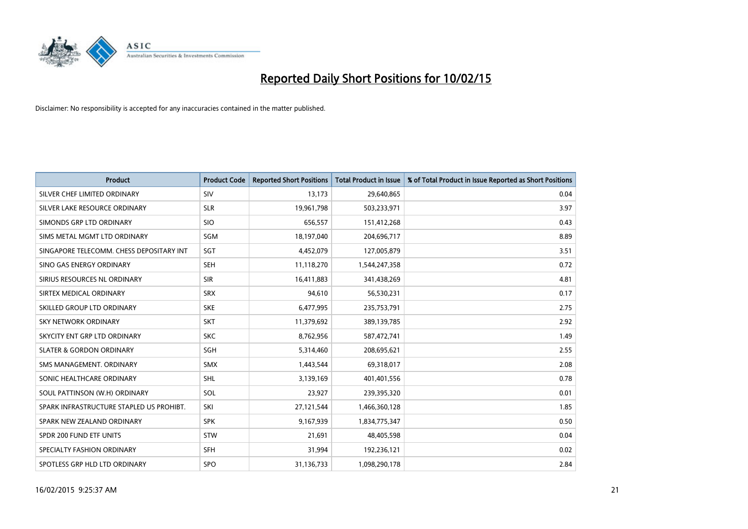# Reported Daily Short Positions for 10/02/15

Disclaimer: No responsibility is accepted for any inaccuracies contained in the matter published.

| Product | Product Code | Reported Short Positions | Total Product in Issue | % of Total Product in Issue Reported as Short Positions |
|---|---|---|---|---|
| SILVER CHEF LIMITED ORDINARY | SIV | 13,173 | 29,640,865 | 0.04 |
| SILVER LAKE RESOURCE ORDINARY | SLR | 19,961,798 | 503,233,971 | 3.97 |
| SIMONDS GRP LTD ORDINARY | SIO | 656,557 | 151,412,268 | 0.43 |
| SIMS METAL MGMT LTD ORDINARY | SGM | 18,197,040 | 204,696,717 | 8.89 |
| SINGAPORE TELECOMM. CHESS DEPOSITARY INT | SGT | 4,452,079 | 127,005,879 | 3.51 |
| SINO GAS ENERGY ORDINARY | SEH | 11,118,270 | 1,544,247,358 | 0.72 |
| SIRIUS RESOURCES NL ORDINARY | SIR | 16,411,883 | 341,438,269 | 4.81 |
| SIRTEX MEDICAL ORDINARY | SRX | 94,610 | 56,530,231 | 0.17 |
| SKILLED GROUP LTD ORDINARY | SKE | 6,477,995 | 235,753,791 | 2.75 |
| SKY NETWORK ORDINARY | SKT | 11,379,692 | 389,139,785 | 2.92 |
| SKYCITY ENT GRP LTD ORDINARY | SKC | 8,762,956 | 587,472,741 | 1.49 |
| SLATER & GORDON ORDINARY | SGH | 5,314,460 | 208,695,621 | 2.55 |
| SMS MANAGEMENT. ORDINARY | SMX | 1,443,544 | 69,318,017 | 2.08 |
| SONIC HEALTHCARE ORDINARY | SHL | 3,139,169 | 401,401,556 | 0.78 |
| SOUL PATTINSON (W.H) ORDINARY | SOL | 23,927 | 239,395,320 | 0.01 |
| SPARK INFRASTRUCTURE STAPLED US PROHIBT. | SKI | 27,121,544 | 1,466,360,128 | 1.85 |
| SPARK NEW ZEALAND ORDINARY | SPK | 9,167,939 | 1,834,775,347 | 0.50 |
| SPDR 200 FUND ETF UNITS | STW | 21,691 | 48,405,598 | 0.04 |
| SPECIALTY FASHION ORDINARY | SFH | 31,994 | 192,236,121 | 0.02 |
| SPOTLESS GRP HLD LTD ORDINARY | SPO | 31,136,733 | 1,098,290,178 | 2.84 |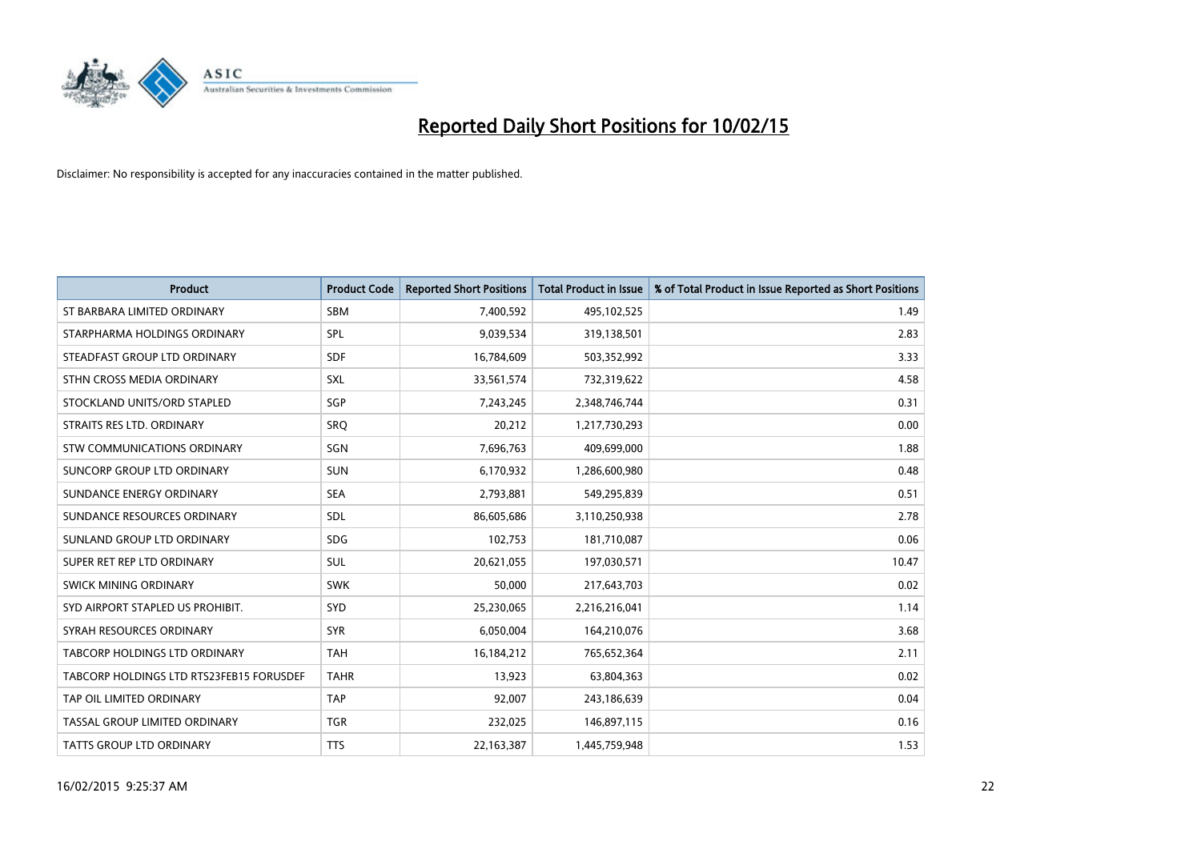# Reported Daily Short Positions for 10/02/15

Disclaimer: No responsibility is accepted for any inaccuracies contained in the matter published.

| Product | Product Code | Reported Short Positions | Total Product in Issue | % of Total Product in Issue Reported as Short Positions |
|---|---|---|---|---|
| ST BARBARA LIMITED ORDINARY | SBM | 7,400,592 | 495,102,525 | 1.49 |
| STARPHARMA HOLDINGS ORDINARY | SPL | 9,039,534 | 319,138,501 | 2.83 |
| STEADFAST GROUP LTD ORDINARY | SDF | 16,784,609 | 503,352,992 | 3.33 |
| STHN CROSS MEDIA ORDINARY | SXL | 33,561,574 | 732,319,622 | 4.58 |
| STOCKLAND UNITS/ORD STAPLED | SGP | 7,243,245 | 2,348,746,744 | 0.31 |
| STRAITS RES LTD. ORDINARY | SRQ | 20,212 | 1,217,730,293 | 0.00 |
| STW COMMUNICATIONS ORDINARY | SGN | 7,696,763 | 409,699,000 | 1.88 |
| SUNCORP GROUP LTD ORDINARY | SUN | 6,170,932 | 1,286,600,980 | 0.48 |
| SUNDANCE ENERGY ORDINARY | SEA | 2,793,881 | 549,295,839 | 0.51 |
| SUNDANCE RESOURCES ORDINARY | SDL | 86,605,686 | 3,110,250,938 | 2.78 |
| SUNLAND GROUP LTD ORDINARY | SDG | 102,753 | 181,710,087 | 0.06 |
| SUPER RET REP LTD ORDINARY | SUL | 20,621,055 | 197,030,571 | 10.47 |
| SWICK MINING ORDINARY | SWK | 50,000 | 217,643,703 | 0.02 |
| SYD AIRPORT STAPLED US PROHIBIT. | SYD | 25,230,065 | 2,216,216,041 | 1.14 |
| SYRAH RESOURCES ORDINARY | SYR | 6,050,004 | 164,210,076 | 3.68 |
| TABCORP HOLDINGS LTD ORDINARY | TAH | 16,184,212 | 765,652,364 | 2.11 |
| TABCORP HOLDINGS LTD RTS23FEB15 FORUSDEF | TAHR | 13,923 | 63,804,363 | 0.02 |
| TAP OIL LIMITED ORDINARY | TAP | 92,007 | 243,186,639 | 0.04 |
| TASSAL GROUP LIMITED ORDINARY | TGR | 232,025 | 146,897,115 | 0.16 |
| TATTS GROUP LTD ORDINARY | TTS | 22,163,387 | 1,445,759,948 | 1.53 |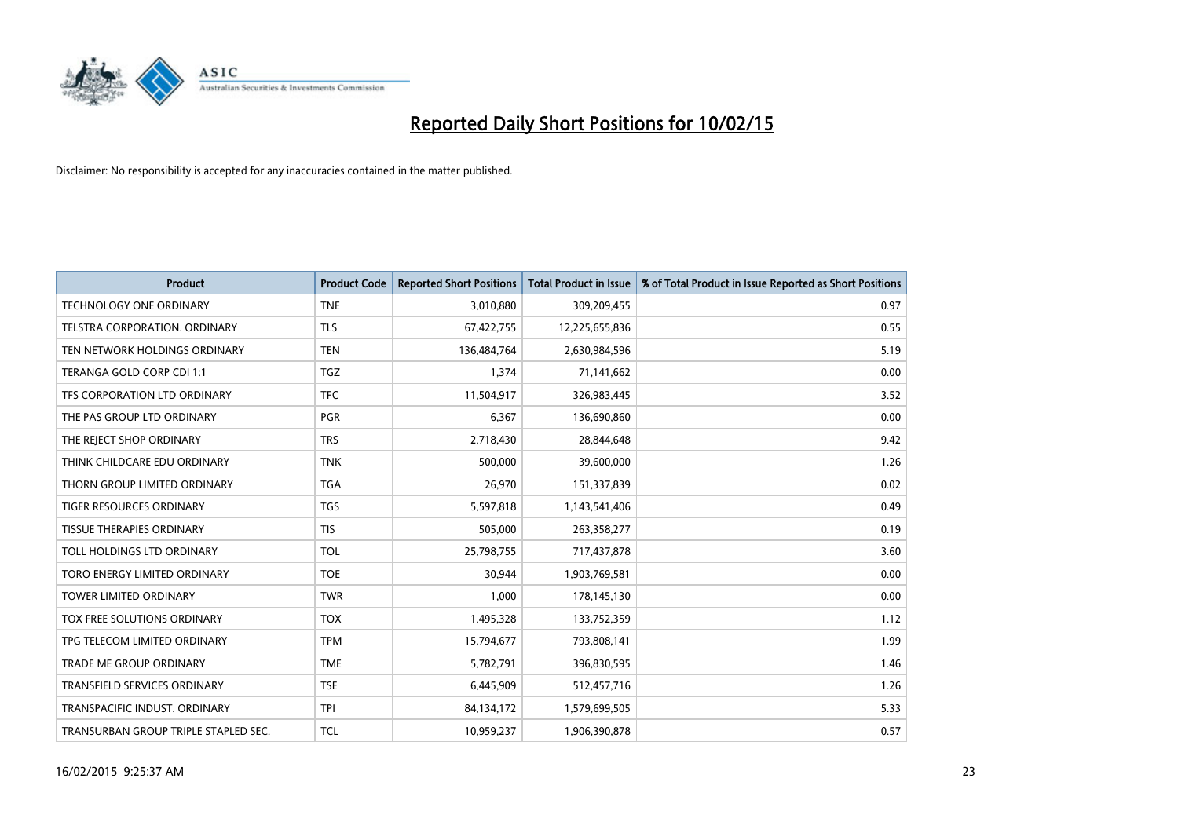# Reported Daily Short Positions for 10/02/15

Disclaimer: No responsibility is accepted for any inaccuracies contained in the matter published.

| Product | Product Code | Reported Short Positions | Total Product in Issue | % of Total Product in Issue Reported as Short Positions |
|---|---|---|---|---|
| TECHNOLOGY ONE ORDINARY | TNE | 3,010,880 | 309,209,455 | 0.97 |
| TELSTRA CORPORATION. ORDINARY | TLS | 67,422,755 | 12,225,655,836 | 0.55 |
| TEN NETWORK HOLDINGS ORDINARY | TEN | 136,484,764 | 2,630,984,596 | 5.19 |
| TERANGA GOLD CORP CDI 1:1 | TGZ | 1,374 | 71,141,662 | 0.00 |
| TFS CORPORATION LTD ORDINARY | TFC | 11,504,917 | 326,983,445 | 3.52 |
| THE PAS GROUP LTD ORDINARY | PGR | 6,367 | 136,690,860 | 0.00 |
| THE REJECT SHOP ORDINARY | TRS | 2,718,430 | 28,844,648 | 9.42 |
| THINK CHILDCARE EDU ORDINARY | TNK | 500,000 | 39,600,000 | 1.26 |
| THORN GROUP LIMITED ORDINARY | TGA | 26,970 | 151,337,839 | 0.02 |
| TIGER RESOURCES ORDINARY | TGS | 5,597,818 | 1,143,541,406 | 0.49 |
| TISSUE THERAPIES ORDINARY | TIS | 505,000 | 263,358,277 | 0.19 |
| TOLL HOLDINGS LTD ORDINARY | TOL | 25,798,755 | 717,437,878 | 3.60 |
| TORO ENERGY LIMITED ORDINARY | TOE | 30,944 | 1,903,769,581 | 0.00 |
| TOWER LIMITED ORDINARY | TWR | 1,000 | 178,145,130 | 0.00 |
| TOX FREE SOLUTIONS ORDINARY | TOX | 1,495,328 | 133,752,359 | 1.12 |
| TPG TELECOM LIMITED ORDINARY | TPM | 15,794,677 | 793,808,141 | 1.99 |
| TRADE ME GROUP ORDINARY | TME | 5,782,791 | 396,830,595 | 1.46 |
| TRANSFIELD SERVICES ORDINARY | TSE | 6,445,909 | 512,457,716 | 1.26 |
| TRANSPACIFIC INDUST. ORDINARY | TPI | 84,134,172 | 1,579,699,505 | 5.33 |
| TRANSURBAN GROUP TRIPLE STAPLED SEC. | TCL | 10,959,237 | 1,906,390,878 | 0.57 |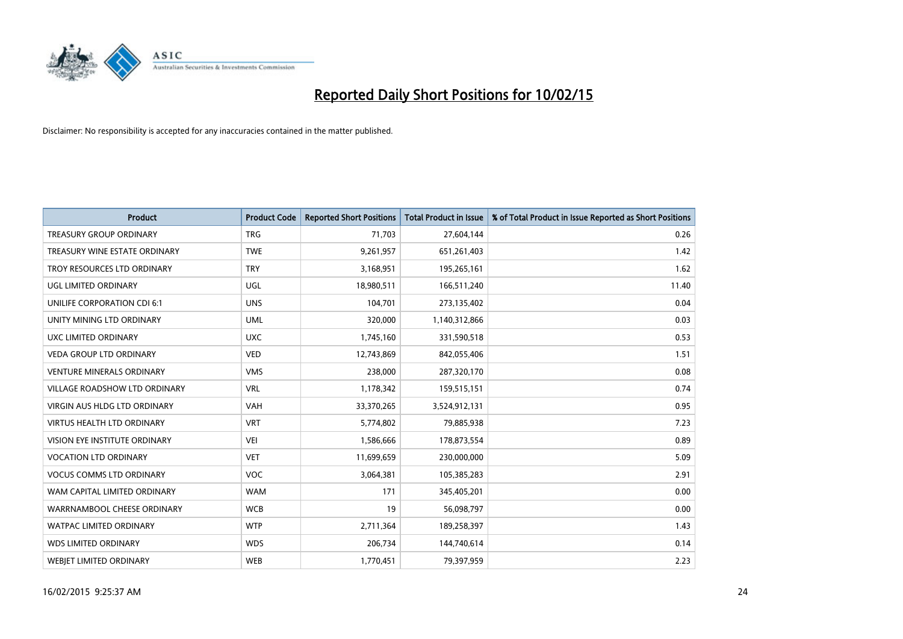# Reported Daily Short Positions for 10/02/15

Disclaimer: No responsibility is accepted for any inaccuracies contained in the matter published.

| Product | Product Code | Reported Short Positions | Total Product in Issue | % of Total Product in Issue Reported as Short Positions |
|---|---|---|---|---|
| TREASURY GROUP ORDINARY | TRG | 71,703 | 27,604,144 | 0.26 |
| TREASURY WINE ESTATE ORDINARY | TWE | 9,261,957 | 651,261,403 | 1.42 |
| TROY RESOURCES LTD ORDINARY | TRY | 3,168,951 | 195,265,161 | 1.62 |
| UGL LIMITED ORDINARY | UGL | 18,980,511 | 166,511,240 | 11.40 |
| UNILIFE CORPORATION CDI 6:1 | UNS | 104,701 | 273,135,402 | 0.04 |
| UNITY MINING LTD ORDINARY | UML | 320,000 | 1,140,312,866 | 0.03 |
| UXC LIMITED ORDINARY | UXC | 1,745,160 | 331,590,518 | 0.53 |
| VEDA GROUP LTD ORDINARY | VED | 12,743,869 | 842,055,406 | 1.51 |
| VENTURE MINERALS ORDINARY | VMS | 238,000 | 287,320,170 | 0.08 |
| VILLAGE ROADSHOW LTD ORDINARY | VRL | 1,178,342 | 159,515,151 | 0.74 |
| VIRGIN AUS HLDG LTD ORDINARY | VAH | 33,370,265 | 3,524,912,131 | 0.95 |
| VIRTUS HEALTH LTD ORDINARY | VRT | 5,774,802 | 79,885,938 | 7.23 |
| VISION EYE INSTITUTE ORDINARY | VEI | 1,586,666 | 178,873,554 | 0.89 |
| VOCATION LTD ORDINARY | VET | 11,699,659 | 230,000,000 | 5.09 |
| VOCUS COMMS LTD ORDINARY | VOC | 3,064,381 | 105,385,283 | 2.91 |
| WAM CAPITAL LIMITED ORDINARY | WAM | 171 | 345,405,201 | 0.00 |
| WARRNAMBOOL CHEESE ORDINARY | WCB | 19 | 56,098,797 | 0.00 |
| WATPAC LIMITED ORDINARY | WTP | 2,711,364 | 189,258,397 | 1.43 |
| WDS LIMITED ORDINARY | WDS | 206,734 | 144,740,614 | 0.14 |
| WEBJET LIMITED ORDINARY | WEB | 1,770,451 | 79,397,959 | 2.23 |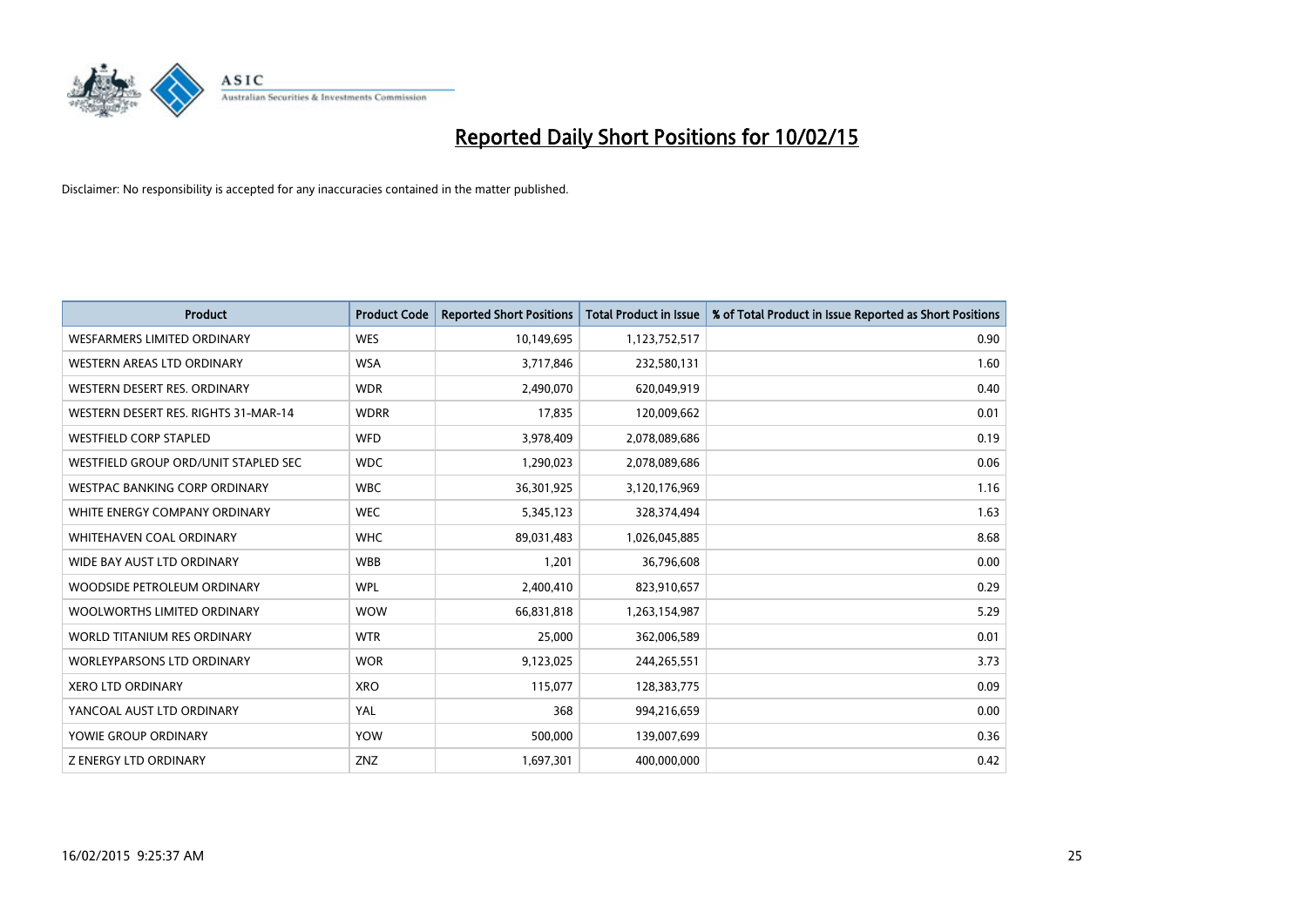# Reported Daily Short Positions for 10/02/15

Disclaimer: No responsibility is accepted for any inaccuracies contained in the matter published.

| Product | Product Code | Reported Short Positions | Total Product in Issue | % of Total Product in Issue Reported as Short Positions |
|---|---|---|---|---|
| WESFARMERS LIMITED ORDINARY | WES | 10,149,695 | 1,123,752,517 | 0.90 |
| WESTERN AREAS LTD ORDINARY | WSA | 3,717,846 | 232,580,131 | 1.60 |
| WESTERN DESERT RES. ORDINARY | WDR | 2,490,070 | 620,049,919 | 0.40 |
| WESTERN DESERT RES. RIGHTS 31-MAR-14 | WDRR | 17,835 | 120,009,662 | 0.01 |
| WESTFIELD CORP STAPLED | WFD | 3,978,409 | 2,078,089,686 | 0.19 |
| WESTFIELD GROUP ORD/UNIT STAPLED SEC | WDC | 1,290,023 | 2,078,089,686 | 0.06 |
| WESTPAC BANKING CORP ORDINARY | WBC | 36,301,925 | 3,120,176,969 | 1.16 |
| WHITE ENERGY COMPANY ORDINARY | WEC | 5,345,123 | 328,374,494 | 1.63 |
| WHITEHAVEN COAL ORDINARY | WHC | 89,031,483 | 1,026,045,885 | 8.68 |
| WIDE BAY AUST LTD ORDINARY | WBB | 1,201 | 36,796,608 | 0.00 |
| WOODSIDE PETROLEUM ORDINARY | WPL | 2,400,410 | 823,910,657 | 0.29 |
| WOOLWORTHS LIMITED ORDINARY | WOW | 66,831,818 | 1,263,154,987 | 5.29 |
| WORLD TITANIUM RES ORDINARY | WTR | 25,000 | 362,006,589 | 0.01 |
| WORLEYPARSONS LTD ORDINARY | WOR | 9,123,025 | 244,265,551 | 3.73 |
| XERO LTD ORDINARY | XRO | 115,077 | 128,383,775 | 0.09 |
| YANCOAL AUST LTD ORDINARY | YAL | 368 | 994,216,659 | 0.00 |
| YOWIE GROUP ORDINARY | YOW | 500,000 | 139,007,699 | 0.36 |
| Z ENERGY LTD ORDINARY | ZNZ | 1,697,301 | 400,000,000 | 0.42 |

16/02/2015 9:25:37 AM